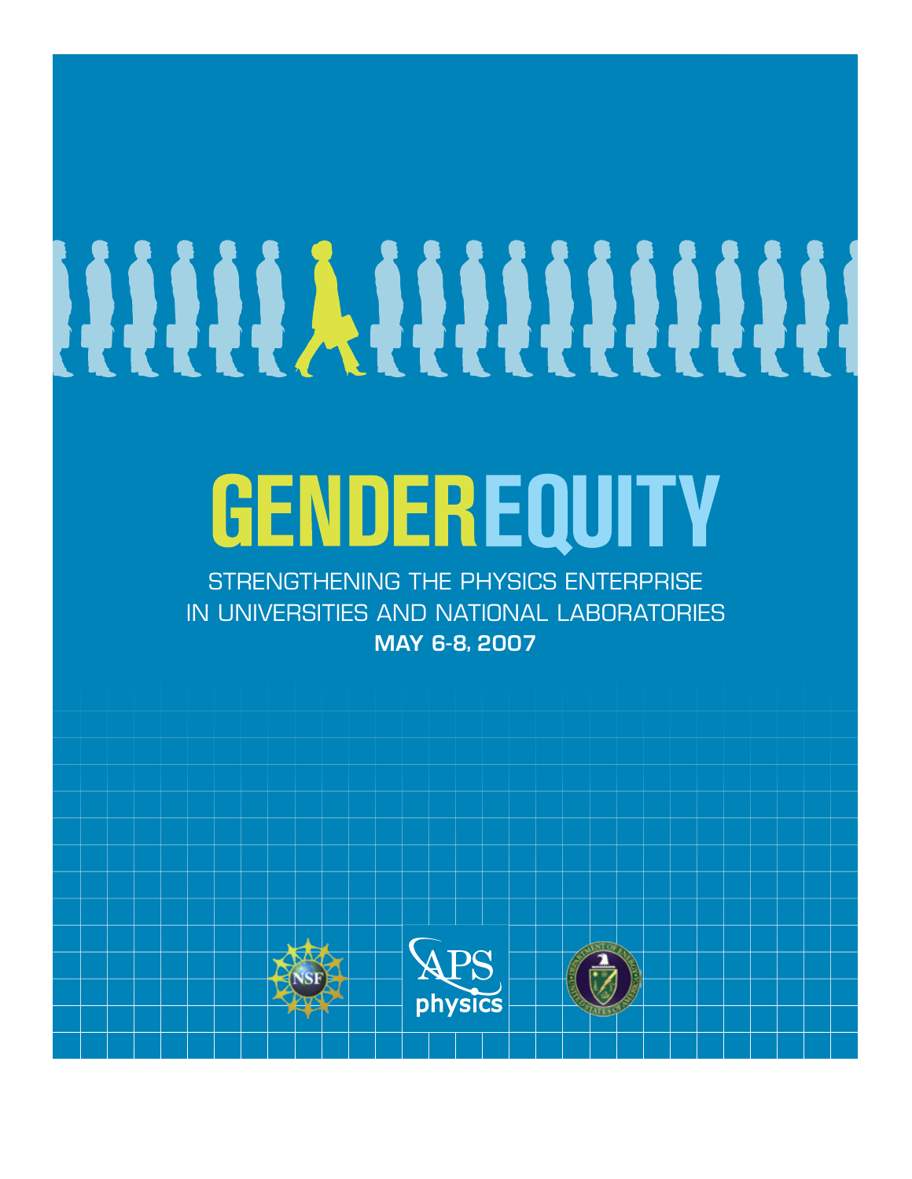# GENDER EQUITY

STRENGTHENING THE PHYSICS ENTERPRISE
IN UNIVERSITIES AND NATIONAL LABORATORIES

**MAY 6-8, 2007**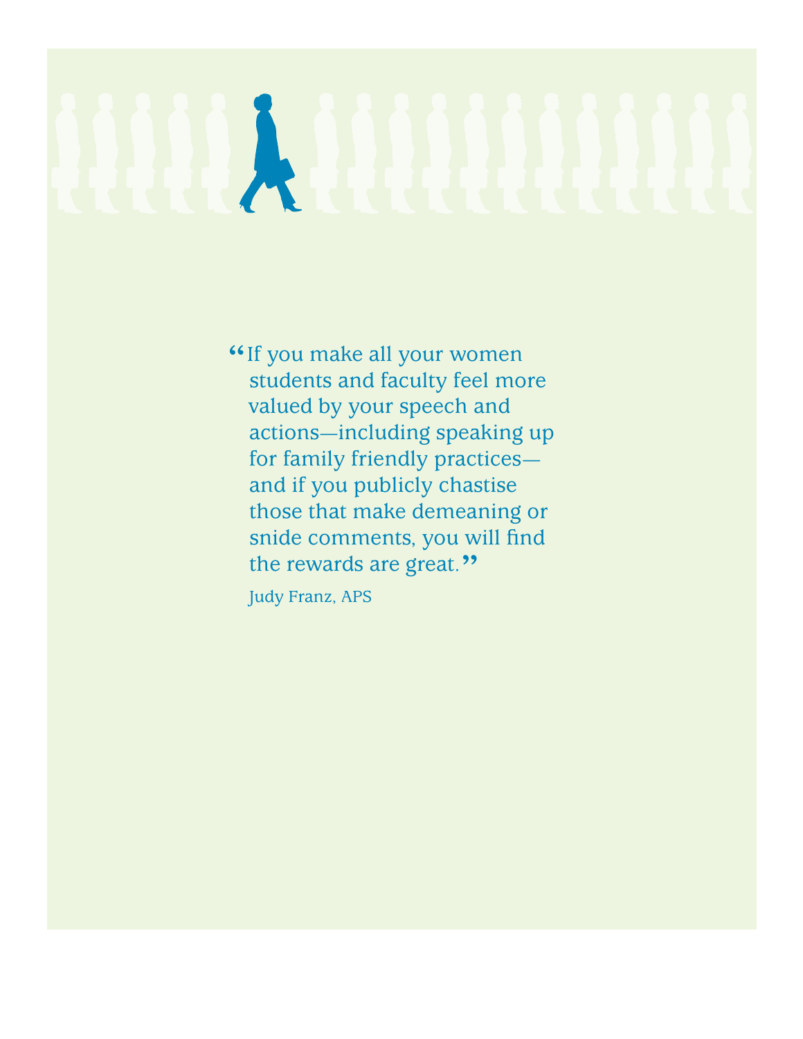> “If you make all your women students and faculty feel more valued by your speech and actions—including speaking up for family friendly practices—and if you publicly chastise those that make demeaning or snide comments, you will find the rewards are great.”
>
> Judy Franz, APS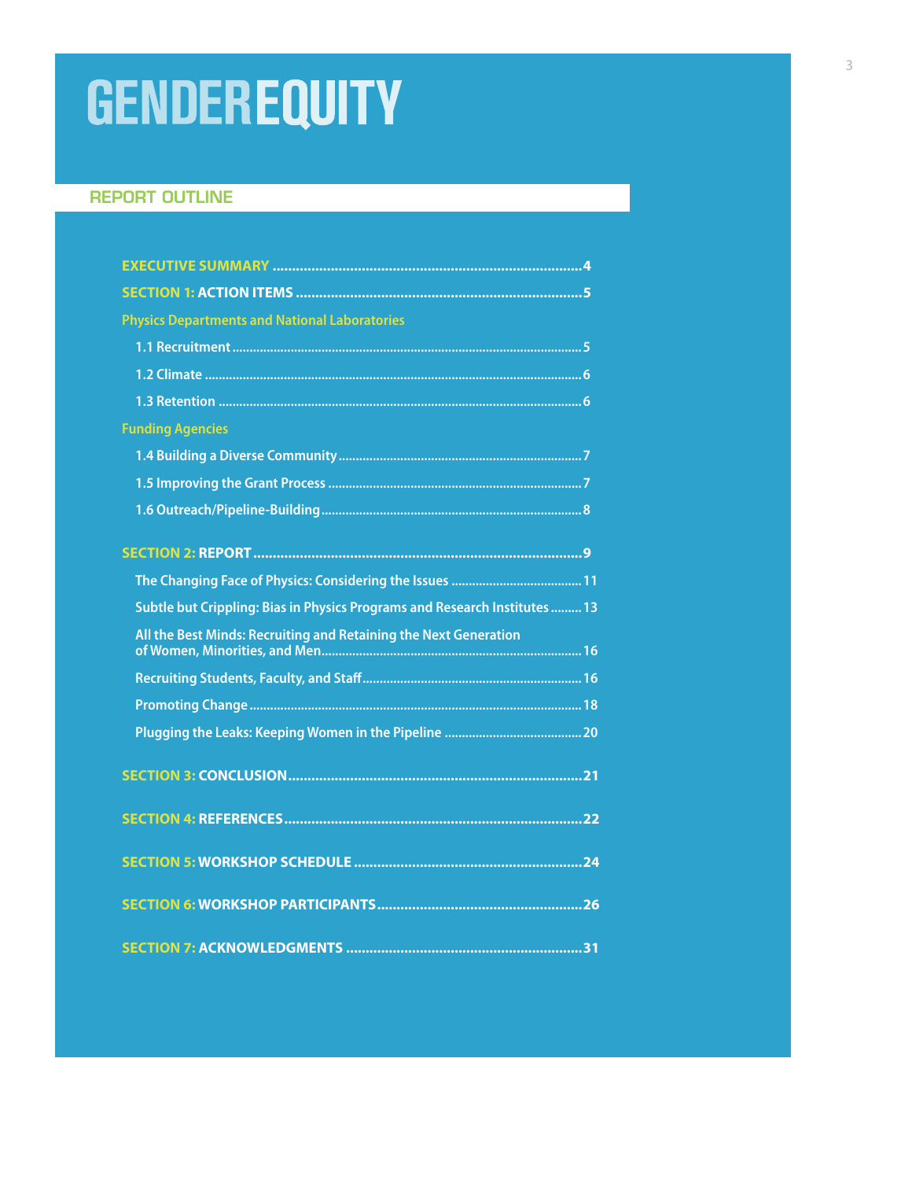# GENDER EQUITY

## REPORT OUTLINE

**EXECUTIVE SUMMARY** .......... 4

**SECTION 1: ACTION ITEMS** .......... 5

Physics Departments and National Laboratories

- 1.1 Recruitment .......... 5
- 1.2 Climate .......... 6
- 1.3 Retention .......... 6

Funding Agencies

- 1.4 Building a Diverse Community .......... 7
- 1.5 Improving the Grant Process .......... 7
- 1.6 Outreach/Pipeline-Building .......... 8

**SECTION 2: REPORT** .......... 9

- The Changing Face of Physics: Considering the Issues .......... 11
- Subtle but Crippling: Bias in Physics Programs and Research Institutes .......... 13
- All the Best Minds: Recruiting and Retaining the Next Generation of Women, Minorities, and Men .......... 16
- Recruiting Students, Faculty, and Staff .......... 16
- Promoting Change .......... 18
- Plugging the Leaks: Keeping Women in the Pipeline .......... 20

**SECTION 3: CONCLUSION** .......... 21

**SECTION 4: REFERENCES** .......... 22

**SECTION 5: WORKSHOP SCHEDULE** .......... 24

**SECTION 6: WORKSHOP PARTICIPANTS** .......... 26

**SECTION 7: ACKNOWLEDGMENTS** .......... 31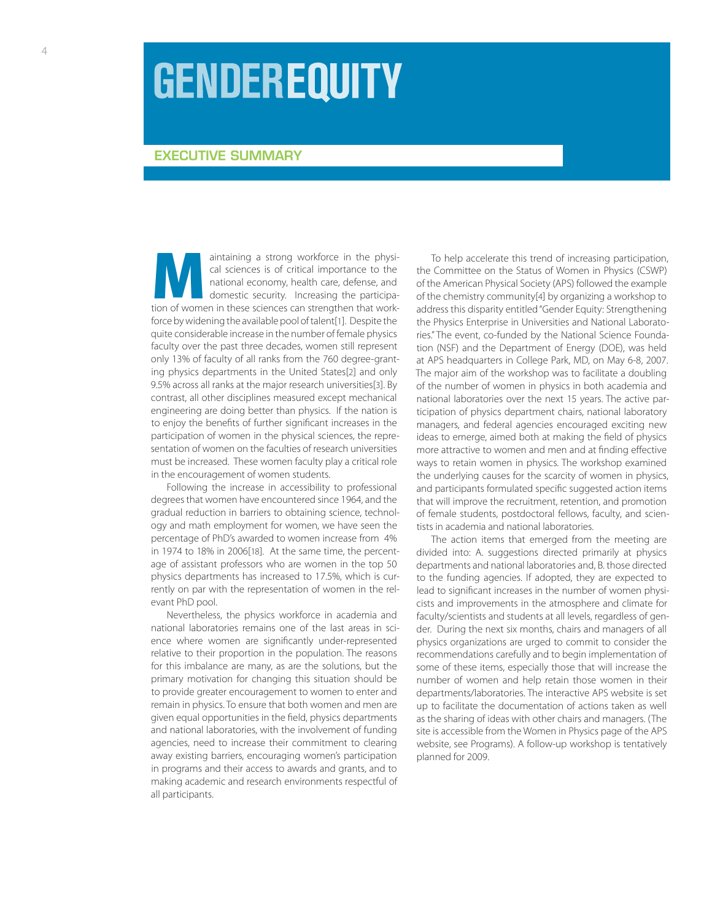# GENDER EQUITY

## EXECUTIVE SUMMARY

Maintaining a strong workforce in the physical sciences is of critical importance to the national economy, health care, defense, and domestic security. Increasing the participation of women in these sciences can strengthen that workforce by widening the available pool of talent[1]. Despite the quite considerable increase in the number of female physics faculty over the past three decades, women still represent only 13% of faculty of all ranks from the 760 degree-granting physics departments in the United States[2] and only 9.5% across all ranks at the major research universities[3]. By contrast, all other disciplines measured except mechanical engineering are doing better than physics. If the nation is to enjoy the benefits of further significant increases in the participation of women in the physical sciences, the representation of women on the faculties of research universities must be increased. These women faculty play a critical role in the encouragement of women students.

Following the increase in accessibility to professional degrees that women have encountered since 1964, and the gradual reduction in barriers to obtaining science, technology and math employment for women, we have seen the percentage of PhD's awarded to women increase from 4% in 1974 to 18% in 2006[18]. At the same time, the percentage of assistant professors who are women in the top 50 physics departments has increased to 17.5%, which is currently on par with the representation of women in the relevant PhD pool.

Nevertheless, the physics workforce in academia and national laboratories remains one of the last areas in science where women are significantly under-represented relative to their proportion in the population. The reasons for this imbalance are many, as are the solutions, but the primary motivation for changing this situation should be to provide greater encouragement to women to enter and remain in physics. To ensure that both women and men are given equal opportunities in the field, physics departments and national laboratories, with the involvement of funding agencies, need to increase their commitment to clearing away existing barriers, encouraging women's participation in programs and their access to awards and grants, and to making academic and research environments respectful of all participants.

To help accelerate this trend of increasing participation, the Committee on the Status of Women in Physics (CSWP) of the American Physical Society (APS) followed the example of the chemistry community[4] by organizing a workshop to address this disparity entitled "Gender Equity: Strengthening the Physics Enterprise in Universities and National Laboratories." The event, co-funded by the National Science Foundation (NSF) and the Department of Energy (DOE), was held at APS headquarters in College Park, MD, on May 6-8, 2007. The major aim of the workshop was to facilitate a doubling of the number of women in physics in both academia and national laboratories over the next 15 years. The active participation of physics department chairs, national laboratory managers, and federal agencies encouraged exciting new ideas to emerge, aimed both at making the field of physics more attractive to women and men and at finding effective ways to retain women in physics. The workshop examined the underlying causes for the scarcity of women in physics, and participants formulated specific suggested action items that will improve the recruitment, retention, and promotion of female students, postdoctoral fellows, faculty, and scientists in academia and national laboratories.

The action items that emerged from the meeting are divided into: A. suggestions directed primarily at physics departments and national laboratories and, B. those directed to the funding agencies. If adopted, they are expected to lead to significant increases in the number of women physicists and improvements in the atmosphere and climate for faculty/scientists and students at all levels, regardless of gender. During the next six months, chairs and managers of all physics organizations are urged to commit to consider the recommendations carefully and to begin implementation of some of these items, especially those that will increase the number of women and help retain those women in their departments/laboratories. The interactive APS website is set up to facilitate the documentation of actions taken as well as the sharing of ideas with other chairs and managers. (The site is accessible from the Women in Physics page of the APS website, see Programs). A follow-up workshop is tentatively planned for 2009.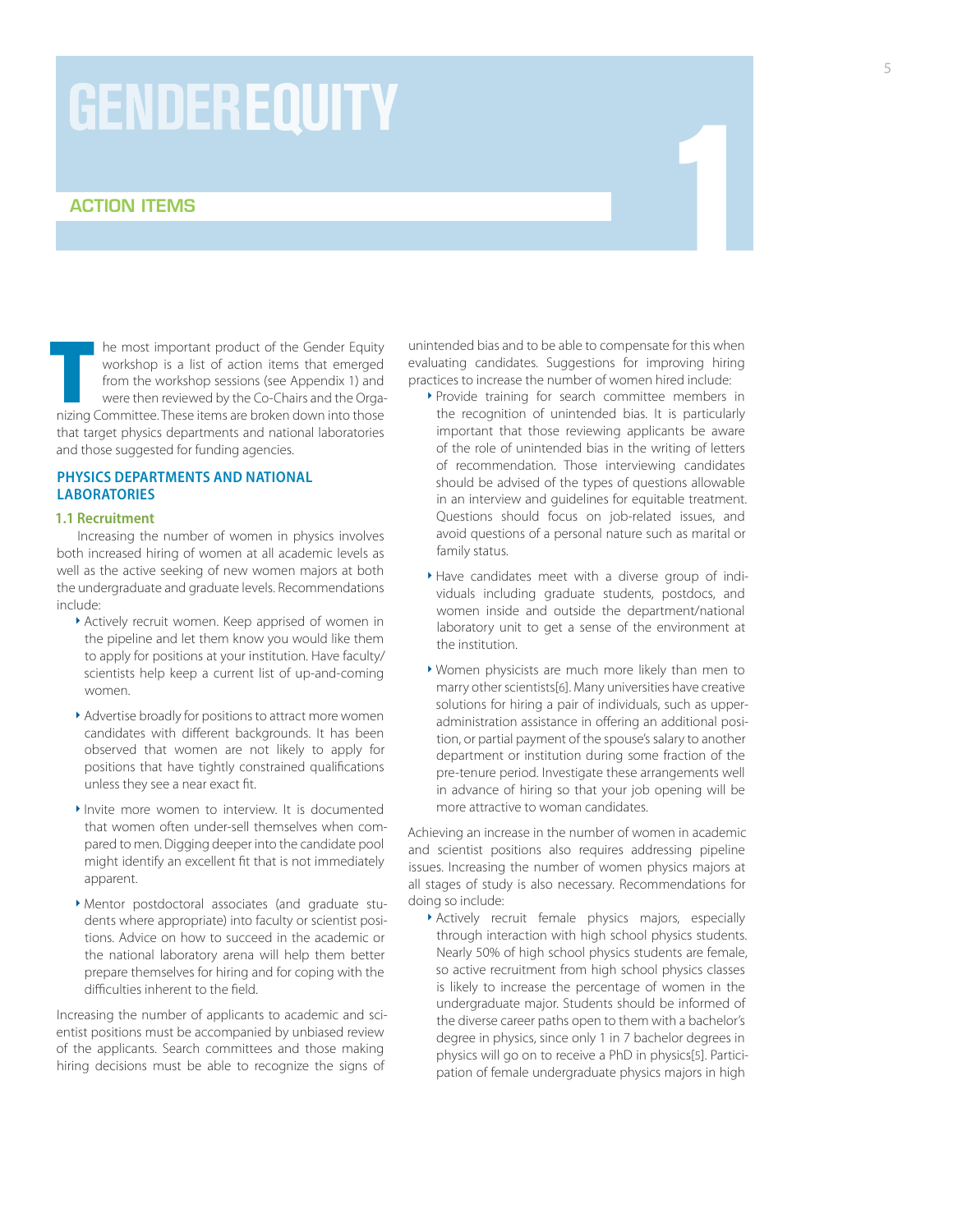# GENDER EQUITY

## ACTION ITEMS

1

The most important product of the Gender Equity workshop is a list of action items that emerged from the workshop sessions (see Appendix 1) and were then reviewed by the Co-Chairs and the Organizing Committee. These items are broken down into those that target physics departments and national laboratories and those suggested for funding agencies.

### PHYSICS DEPARTMENTS AND NATIONAL LABORATORIES

#### 1.1 Recruitment

Increasing the number of women in physics involves both increased hiring of women at all academic levels as well as the active seeking of new women majors at both the undergraduate and graduate levels. Recommendations include:

- Actively recruit women. Keep apprised of women in the pipeline and let them know you would like them to apply for positions at your institution. Have faculty/scientists help keep a current list of up-and-coming women.
- Advertise broadly for positions to attract more women candidates with different backgrounds. It has been observed that women are not likely to apply for positions that have tightly constrained qualifications unless they see a near exact fit.
- Invite more women to interview. It is documented that women often under-sell themselves when compared to men. Digging deeper into the candidate pool might identify an excellent fit that is not immediately apparent.
- Mentor postdoctoral associates (and graduate students where appropriate) into faculty or scientist positions. Advice on how to succeed in the academic or the national laboratory arena will help them better prepare themselves for hiring and for coping with the difficulties inherent to the field.

Increasing the number of applicants to academic and scientist positions must be accompanied by unbiased review of the applicants. Search committees and those making hiring decisions must be able to recognize the signs of unintended bias and to be able to compensate for this when evaluating candidates. Suggestions for improving hiring practices to increase the number of women hired include:

- Provide training for search committee members in the recognition of unintended bias. It is particularly important that those reviewing applicants be aware of the role of unintended bias in the writing of letters of recommendation. Those interviewing candidates should be advised of the types of questions allowable in an interview and guidelines for equitable treatment. Questions should focus on job-related issues, and avoid questions of a personal nature such as marital or family status.
- Have candidates meet with a diverse group of individuals including graduate students, postdocs, and women inside and outside the department/national laboratory unit to get a sense of the environment at the institution.
- Women physicists are much more likely than men to marry other scientists[6]. Many universities have creative solutions for hiring a pair of individuals, such as upper-administration assistance in offering an additional position, or partial payment of the spouse's salary to another department or institution during some fraction of the pre-tenure period. Investigate these arrangements well in advance of hiring so that your job opening will be more attractive to woman candidates.

Achieving an increase in the number of women in academic and scientist positions also requires addressing pipeline issues. Increasing the number of women physics majors at all stages of study is also necessary. Recommendations for doing so include:

- Actively recruit female physics majors, especially through interaction with high school physics students. Nearly 50% of high school physics students are female, so active recruitment from high school physics classes is likely to increase the percentage of women in the undergraduate major. Students should be informed of the diverse career paths open to them with a bachelor's degree in physics, since only 1 in 7 bachelor degrees in physics will go on to receive a PhD in physics[5]. Participation of female undergraduate physics majors in high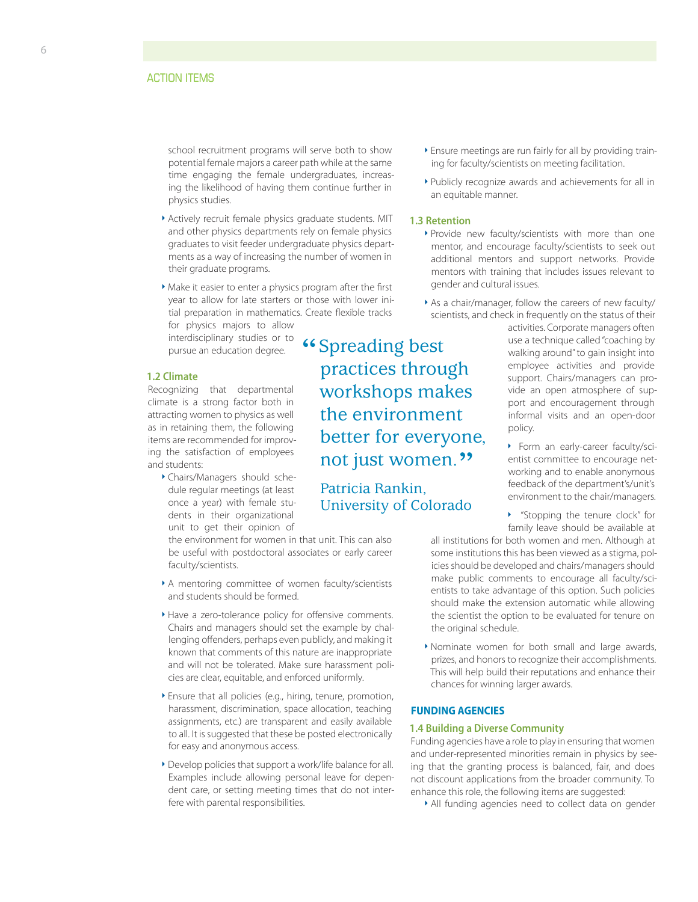school recruitment programs will serve both to show potential female majors a career path while at the same time engaging the female undergraduates, increasing the likelihood of having them continue further in physics studies.

- Actively recruit female physics graduate students. MIT and other physics departments rely on female physics graduates to visit feeder undergraduate physics departments as a way of increasing the number of women in their graduate programs.
- Make it easier to enter a physics program after the first year to allow for late starters or those with lower initial preparation in mathematics. Create flexible tracks for physics majors to allow interdisciplinary studies or to pursue an education degree.

### 1.2 Climate

Recognizing that departmental climate is a strong factor both in attracting women to physics as well as in retaining them, the following items are recommended for improving the satisfaction of employees and students:

- Chairs/Managers should schedule regular meetings (at least once a year) with female students in their organizational unit to get their opinion of the environment for women in that unit. This can also be useful with postdoctoral associates or early career faculty/scientists.
- A mentoring committee of women faculty/scientists and students should be formed.
- Have a zero-tolerance policy for offensive comments. Chairs and managers should set the example by challenging offenders, perhaps even publicly, and making it known that comments of this nature are inappropriate and will not be tolerated. Make sure harassment policies are clear, equitable, and enforced uniformly.
- Ensure that all policies (e.g., hiring, tenure, promotion, harassment, discrimination, space allocation, teaching assignments, etc.) are transparent and easily available to all. It is suggested that these be posted electronically for easy and anonymous access.
- Develop policies that support a work/life balance for all. Examples include allowing personal leave for dependent care, or setting meeting times that do not interfere with parental responsibilities.
- Ensure meetings are run fairly for all by providing training for faculty/scientists on meeting facilitation.
- Publicly recognize awards and achievements for all in an equitable manner.

> "Spreading best practices through workshops makes the environment better for everyone, not just women."
>
> Patricia Rankin, University of Colorado

### 1.3 Retention

- Provide new faculty/scientists with more than one mentor, and encourage faculty/scientists to seek out additional mentors and support networks. Provide mentors with training that includes issues relevant to gender and cultural issues.
- As a chair/manager, follow the careers of new faculty/scientists, and check in frequently on the status of their activities. Corporate managers often use a technique called "coaching by walking around" to gain insight into employee activities and provide support. Chairs/managers can provide an open atmosphere of support and encouragement through informal visits and an open-door policy.
- Form an early-career faculty/scientist committee to encourage networking and to enable anonymous feedback of the department's/unit's environment to the chair/managers.
- "Stopping the tenure clock" for family leave should be available at all institutions for both women and men. Although at some institutions this has been viewed as a stigma, policies should be developed and chairs/managers should make public comments to encourage all faculty/scientists to take advantage of this option. Such policies should make the extension automatic while allowing the scientist the option to be evaluated for tenure on the original schedule.
- Nominate women for both small and large awards, prizes, and honors to recognize their accomplishments. This will help build their reputations and enhance their chances for winning larger awards.

## FUNDING AGENCIES

### 1.4 Building a Diverse Community

Funding agencies have a role to play in ensuring that women and under-represented minorities remain in physics by seeing that the granting process is balanced, fair, and does not discount applications from the broader community. To enhance this role, the following items are suggested:

- All funding agencies need to collect data on gender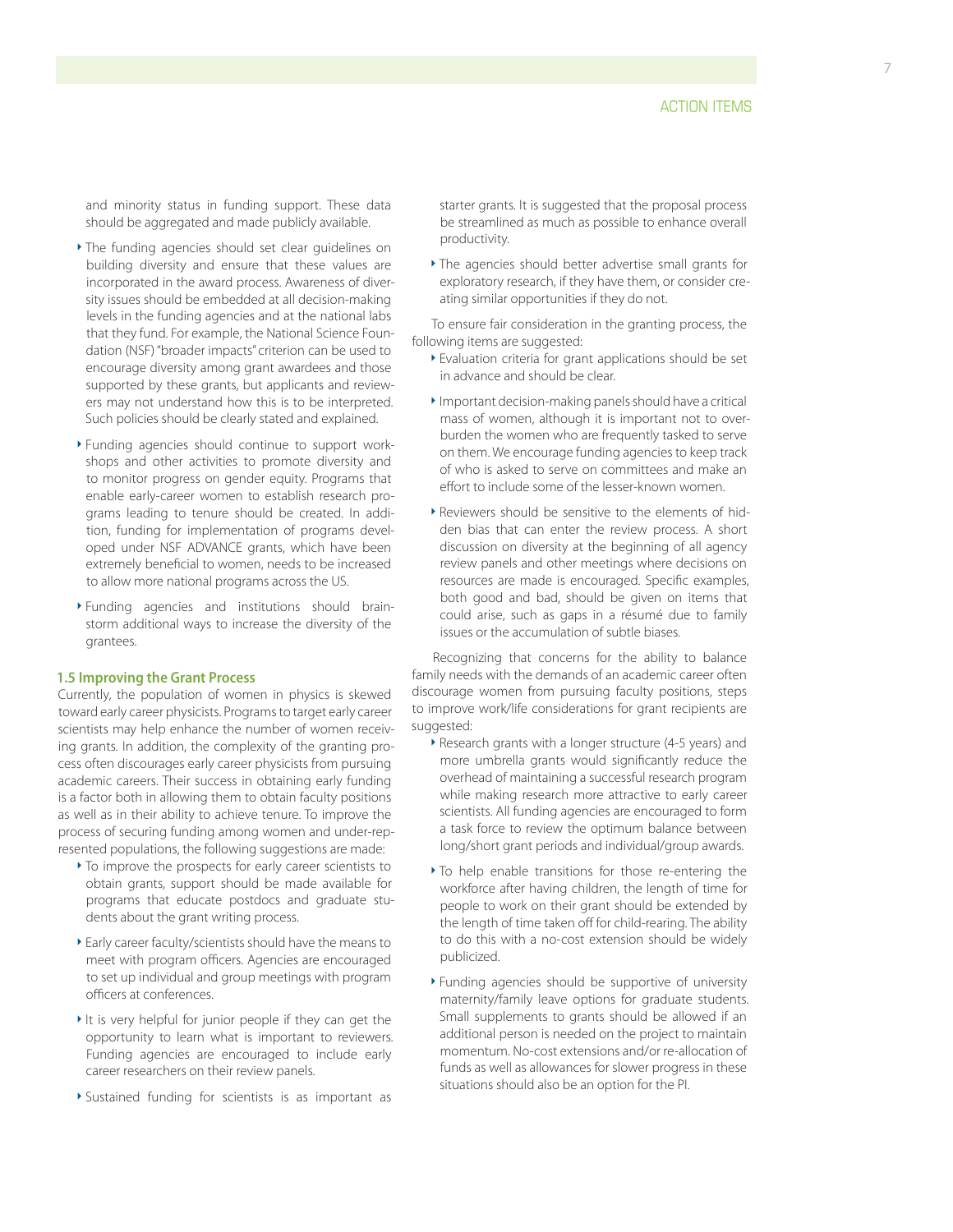and minority status in funding support. These data should be aggregated and made publicly available.

- The funding agencies should set clear guidelines on building diversity and ensure that these values are incorporated in the award process. Awareness of diversity issues should be embedded at all decision-making levels in the funding agencies and at the national labs that they fund. For example, the National Science Foundation (NSF) "broader impacts" criterion can be used to encourage diversity among grant awardees and those supported by these grants, but applicants and reviewers may not understand how this is to be interpreted. Such policies should be clearly stated and explained.

- Funding agencies should continue to support workshops and other activities to promote diversity and to monitor progress on gender equity. Programs that enable early-career women to establish research programs leading to tenure should be created. In addition, funding for implementation of programs developed under NSF ADVANCE grants, which have been extremely beneficial to women, needs to be increased to allow more national programs across the US.

- Funding agencies and institutions should brainstorm additional ways to increase the diversity of the grantees.

### 1.5 Improving the Grant Process

Currently, the population of women in physics is skewed toward early career physicists. Programs to target early career scientists may help enhance the number of women receiving grants. In addition, the complexity of the granting process often discourages early career physicists from pursuing academic careers. Their success in obtaining early funding is a factor both in allowing them to obtain faculty positions as well as in their ability to achieve tenure. To improve the process of securing funding among women and under-represented populations, the following suggestions are made:

- To improve the prospects for early career scientists to obtain grants, support should be made available for programs that educate postdocs and graduate students about the grant writing process.

- Early career faculty/scientists should have the means to meet with program officers. Agencies are encouraged to set up individual and group meetings with program officers at conferences.

- It is very helpful for junior people if they can get the opportunity to learn what is important to reviewers. Funding agencies are encouraged to include early career researchers on their review panels.

- Sustained funding for scientists is as important as starter grants. It is suggested that the proposal process be streamlined as much as possible to enhance overall productivity.

- The agencies should better advertise small grants for exploratory research, if they have them, or consider creating similar opportunities if they do not.

To ensure fair consideration in the granting process, the following items are suggested:

- Evaluation criteria for grant applications should be set in advance and should be clear.

- Important decision-making panels should have a critical mass of women, although it is important not to overburden the women who are frequently tasked to serve on them. We encourage funding agencies to keep track of who is asked to serve on committees and make an effort to include some of the lesser-known women.

- Reviewers should be sensitive to the elements of hidden bias that can enter the review process. A short discussion on diversity at the beginning of all agency review panels and other meetings where decisions on resources are made is encouraged. Specific examples, both good and bad, should be given on items that could arise, such as gaps in a résumé due to family issues or the accumulation of subtle biases.

Recognizing that concerns for the ability to balance family needs with the demands of an academic career often discourage women from pursuing faculty positions, steps to improve work/life considerations for grant recipients are suggested:

- Research grants with a longer structure (4-5 years) and more umbrella grants would significantly reduce the overhead of maintaining a successful research program while making research more attractive to early career scientists. All funding agencies are encouraged to form a task force to review the optimum balance between long/short grant periods and individual/group awards.

- To help enable transitions for those re-entering the workforce after having children, the length of time for people to work on their grant should be extended by the length of time taken off for child-rearing. The ability to do this with a no-cost extension should be widely publicized.

- Funding agencies should be supportive of university maternity/family leave options for graduate students. Small supplements to grants should be allowed if an additional person is needed on the project to maintain momentum. No-cost extensions and/or re-allocation of funds as well as allowances for slower progress in these situations should also be an option for the PI.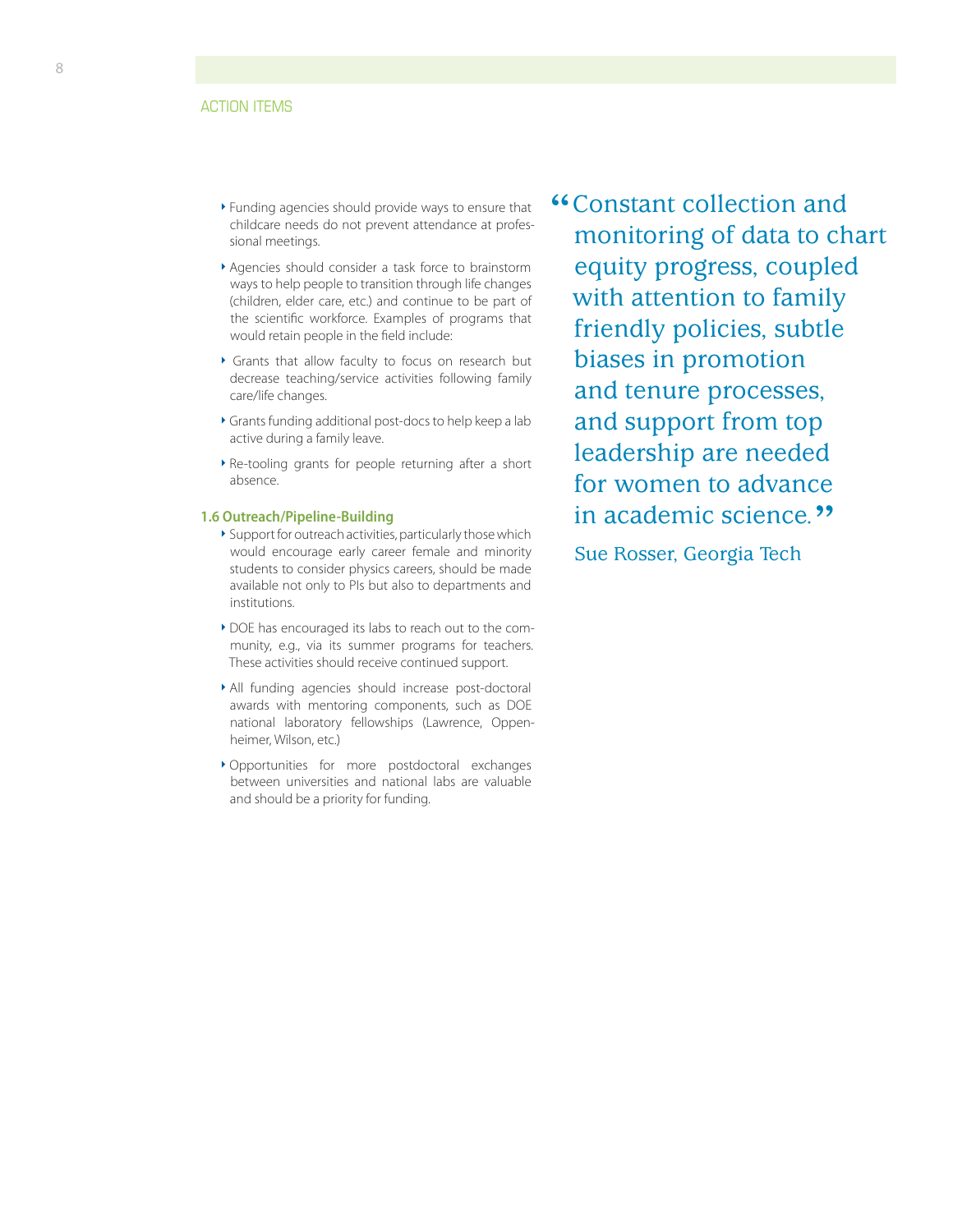ACTION ITEMS

- Funding agencies should provide ways to ensure that childcare needs do not prevent attendance at professional meetings.
- Agencies should consider a task force to brainstorm ways to help people to transition through life changes (children, elder care, etc.) and continue to be part of the scientific workforce. Examples of programs that would retain people in the field include:
- Grants that allow faculty to focus on research but decrease teaching/service activities following family care/life changes.
- Grants funding additional post-docs to help keep a lab active during a family leave.
- Re-tooling grants for people returning after a short absence.

**1.6 Outreach/Pipeline-Building**

- Support for outreach activities, particularly those which would encourage early career female and minority students to consider physics careers, should be made available not only to PIs but also to departments and institutions.
- DOE has encouraged its labs to reach out to the community, e.g., via its summer programs for teachers. These activities should receive continued support.
- All funding agencies should increase post-doctoral awards with mentoring components, such as DOE national laboratory fellowships (Lawrence, Oppenheimer, Wilson, etc.)
- Opportunities for more postdoctoral exchanges between universities and national labs are valuable and should be a priority for funding.

> "Constant collection and monitoring of data to chart equity progress, coupled with attention to family friendly policies, subtle biases in promotion and tenure processes, and support from top leadership are needed for women to advance in academic science."
>
> Sue Rosser, Georgia Tech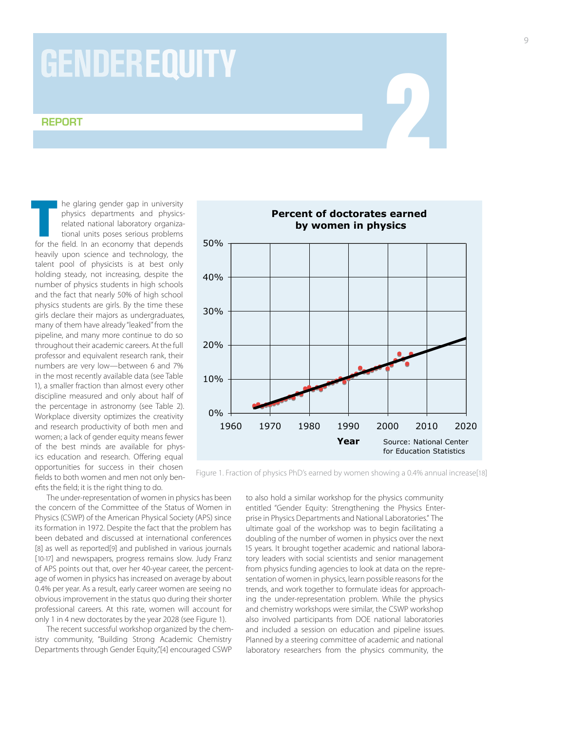# GENDER EQUITY

## REPORT

## 2

The glaring gender gap in university physics departments and physics-related national laboratory organizational units poses serious problems for the field. In an economy that depends heavily upon science and technology, the talent pool of physicists is at best only holding steady, not increasing, despite the number of physics students in high schools and the fact that nearly 50% of high school physics students are girls. By the time these girls declare their majors as undergraduates, many of them have already "leaked" from the pipeline, and many more continue to do so throughout their academic careers. At the full professor and equivalent research rank, their numbers are very low—between 6 and 7% in the most recently available data (see Table 1), a smaller fraction than almost every other discipline measured and only about half of the percentage in astronomy (see Table 2). Workplace diversity optimizes the creativity and research productivity of both men and women; a lack of gender equity means fewer of the best minds are available for physics education and research. Offering equal opportunities for success in their chosen fields to both women and men not only benefits the field; it is the right thing to do.

**Percent of doctorates earned by women in physics**

Source: National Center for Education Statistics

Figure 1. Fraction of physics PhD's earned by women showing a 0.4% annual increase[18]

The under-representation of women in physics has been the concern of the Committee of the Status of Women in Physics (CSWP) of the American Physical Society (APS) since its formation in 1972. Despite the fact that the problem has been debated and discussed at international conferences [8] as well as reported[9] and published in various journals [10-17] and newspapers, progress remains slow. Judy Franz of APS points out that, over her 40-year career, the percentage of women in physics has increased on average by about 0.4% per year. As a result, early career women are seeing no obvious improvement in the status quo during their shorter professional careers. At this rate, women will account for only 1 in 4 new doctorates by the year 2028 (see Figure 1).

The recent successful workshop organized by the chemistry community, "Building Strong Academic Chemistry Departments through Gender Equity,"[4] encouraged CSWP to also hold a similar workshop for the physics community entitled "Gender Equity: Strengthening the Physics Enterprise in Physics Departments and National Laboratories." The ultimate goal of the workshop was to begin facilitating a doubling of the number of women in physics over the next 15 years. It brought together academic and national laboratory leaders with social scientists and senior management from physics funding agencies to look at data on the representation of women in physics, learn possible reasons for the trends, and work together to formulate ideas for approaching the under-representation problem. While the physics and chemistry workshops were similar, the CSWP workshop also involved participants from DOE national laboratories and included a session on education and pipeline issues. Planned by a steering committee of academic and national laboratory researchers from the physics community, the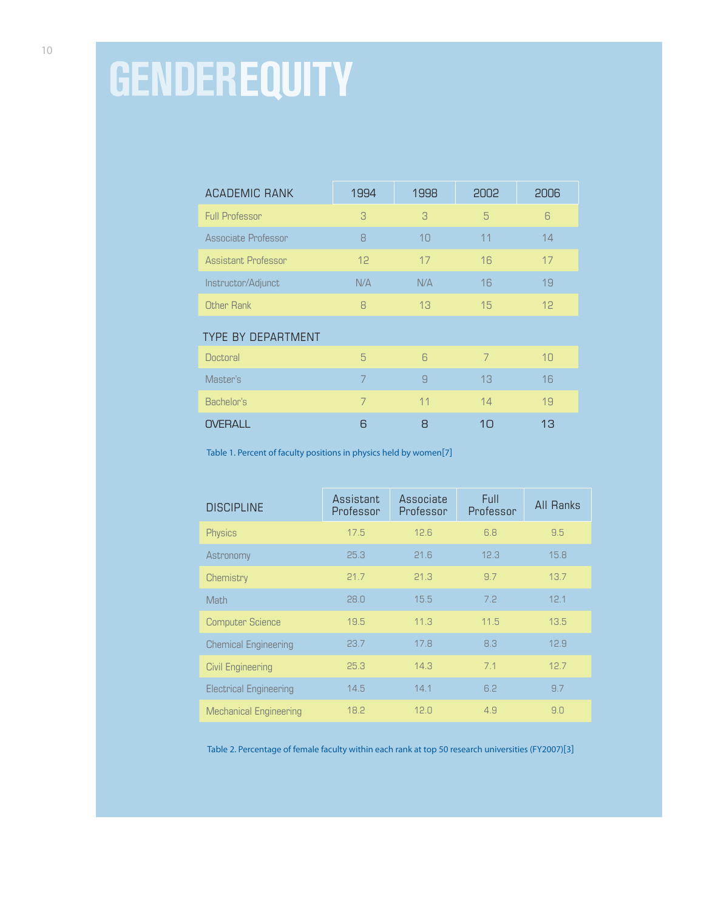# GENDER EQUITY

| ACADEMIC RANK | 1994 | 1998 | 2002 | 2006 |
|---|---|---|---|---|
| Full Professor | 3 | 3 | 5 | 6 |
| Associate Professor | 8 | 10 | 11 | 14 |
| Assistant Professor | 12 | 17 | 16 | 17 |
| Instructor/Adjunct | N/A | N/A | 16 | 19 |
| Other Rank | 8 | 13 | 15 | 12 |
| TYPE BY DEPARTMENT | | | | |
| Doctoral | 5 | 6 | 7 | 10 |
| Master's | 7 | 9 | 13 | 16 |
| Bachelor's | 7 | 11 | 14 | 19 |
| OVERALL | 6 | 8 | 10 | 13 |

Table 1. Percent of faculty positions in physics held by women[7]

| DISCIPLINE | Assistant Professor | Associate Professor | Full Professor | All Ranks |
|---|---|---|---|---|
| Physics | 17.5 | 12.6 | 6.8 | 9.5 |
| Astronomy | 25.3 | 21.6 | 12.3 | 15.8 |
| Chemistry | 21.7 | 21.3 | 9.7 | 13.7 |
| Math | 28.0 | 15.5 | 7.2 | 12.1 |
| Computer Science | 19.5 | 11.3 | 11.5 | 13.5 |
| Chemical Engineering | 23.7 | 17.8 | 8.3 | 12.9 |
| Civil Engineering | 25.3 | 14.3 | 7.1 | 12.7 |
| Electrical Engineering | 14.5 | 14.1 | 6.2 | 9.7 |
| Mechanical Engineering | 18.2 | 12.0 | 4.9 | 9.0 |

Table 2. Percentage of female faculty within each rank at top 50 research universities (FY2007)[3]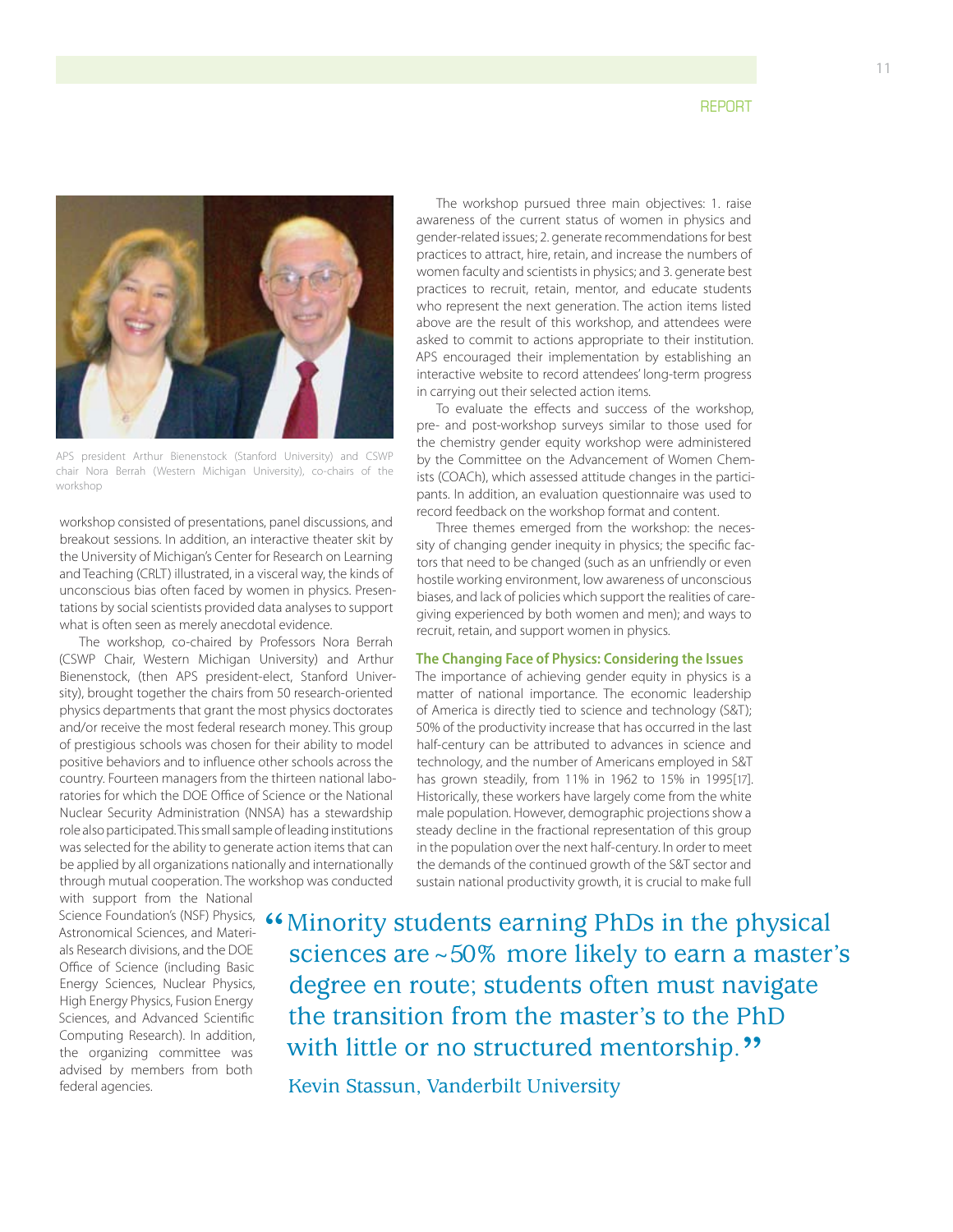APS president Arthur Bienenstock (Stanford University) and CSWP chair Nora Berrah (Western Michigan University), co-chairs of the workshop

workshop consisted of presentations, panel discussions, and breakout sessions. In addition, an interactive theater skit by the University of Michigan's Center for Research on Learning and Teaching (CRLT) illustrated, in a visceral way, the kinds of unconscious bias often faced by women in physics. Presentations by social scientists provided data analyses to support what is often seen as merely anecdotal evidence.

The workshop, co-chaired by Professors Nora Berrah (CSWP Chair, Western Michigan University) and Arthur Bienenstock, (then APS president-elect, Stanford University), brought together the chairs from 50 research-oriented physics departments that grant the most physics doctorates and/or receive the most federal research money. This group of prestigious schools was chosen for their ability to model positive behaviors and to influence other schools across the country. Fourteen managers from the thirteen national laboratories for which the DOE Office of Science or the National Nuclear Security Administration (NNSA) has a stewardship role also participated. This small sample of leading institutions was selected for the ability to generate action items that can be applied by all organizations nationally and internationally through mutual cooperation. The workshop was conducted with support from the National Science Foundation's (NSF) Physics, Astronomical Sciences, and Materials Research divisions, and the DOE Office of Science (including Basic Energy Sciences, Nuclear Physics, High Energy Physics, Fusion Energy Sciences, and Advanced Scientific Computing Research). In addition, the organizing committee was advised by members from both federal agencies.

The workshop pursued three main objectives: 1. raise awareness of the current status of women in physics and gender-related issues; 2. generate recommendations for best practices to attract, hire, retain, and increase the numbers of women faculty and scientists in physics; and 3. generate best practices to recruit, retain, mentor, and educate students who represent the next generation. The action items listed above are the result of this workshop, and attendees were asked to commit to actions appropriate to their institution. APS encouraged their implementation by establishing an interactive website to record attendees' long-term progress in carrying out their selected action items.

To evaluate the effects and success of the workshop, pre- and post-workshop surveys similar to those used for the chemistry gender equity workshop were administered by the Committee on the Advancement of Women Chemists (COACh), which assessed attitude changes in the participants. In addition, an evaluation questionnaire was used to record feedback on the workshop format and content.

Three themes emerged from the workshop: the necessity of changing gender inequity in physics; the specific factors that need to be changed (such as an unfriendly or even hostile working environment, low awareness of unconscious biases, and lack of policies which support the realities of caregiving experienced by both women and men); and ways to recruit, retain, and support women in physics.

### The Changing Face of Physics: Considering the Issues

The importance of achieving gender equity in physics is a matter of national importance. The economic leadership of America is directly tied to science and technology (S&T); 50% of the productivity increase that has occurred in the last half-century can be attributed to advances in science and technology, and the number of Americans employed in S&T has grown steadily, from 11% in 1962 to 15% in 1995[17]. Historically, these workers have largely come from the white male population. However, demographic projections show a steady decline in the fractional representation of this group in the population over the next half-century. In order to meet the demands of the continued growth of the S&T sector and sustain national productivity growth, it is crucial to make full

> "Minority students earning PhDs in the physical sciences are ~50% more likely to earn a master's degree en route; students often must navigate the transition from the master's to the PhD with little or no structured mentorship."
>
> Kevin Stassun, Vanderbilt University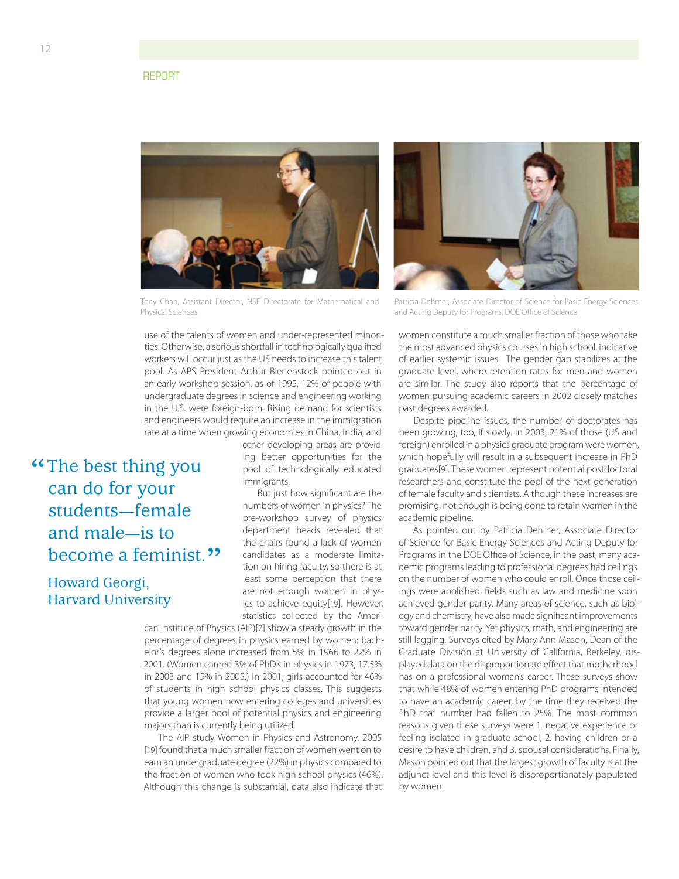Tony Chan, Assistant Director, NSF Directorate for Mathematical and Physical Sciences

Patricia Dehmer, Associate Director of Science for Basic Energy Sciences and Acting Deputy for Programs, DOE Office of Science

use of the talents of women and under-represented minorities. Otherwise, a serious shortfall in technologically qualified workers will occur just as the US needs to increase this talent pool. As APS President Arthur Bienenstock pointed out in an early workshop session, as of 1995, 12% of people with undergraduate degrees in science and engineering working in the U.S. were foreign-born. Rising demand for scientists and engineers would require an increase in the immigration rate at a time when growing economies in China, India, and other developing areas are providing better opportunities for the pool of technologically educated immigrants.

> "The best thing you can do for your students—female and male—is to become a feminist."
>
> Howard Georgi, Harvard University

But just how significant are the numbers of women in physics? The pre-workshop survey of physics department heads revealed that the chairs found a lack of women candidates as a moderate limitation on hiring faculty, so there is at least some perception that there are not enough women in physics to achieve equity[19]. However, statistics collected by the American Institute of Physics (AIP)[7] show a steady growth in the percentage of degrees in physics earned by women: bachelor's degrees alone increased from 5% in 1966 to 22% in 2001. (Women earned 3% of PhD's in physics in 1973, 17.5% in 2003 and 15% in 2005.) In 2001, girls accounted for 46% of students in high school physics classes. This suggests that young women now entering colleges and universities provide a larger pool of potential physics and engineering majors than is currently being utilized.

The AIP study Women in Physics and Astronomy, 2005 [19] found that a much smaller fraction of women went on to earn an undergraduate degree (22%) in physics compared to the fraction of women who took high school physics (46%). Although this change is substantial, data also indicate that women constitute a much smaller fraction of those who take the most advanced physics courses in high school, indicative of earlier systemic issues. The gender gap stabilizes at the graduate level, where retention rates for men and women are similar. The study also reports that the percentage of women pursuing academic careers in 2002 closely matches past degrees awarded.

Despite pipeline issues, the number of doctorates has been growing, too, if slowly. In 2003, 21% of those (US and foreign) enrolled in a physics graduate program were women, which hopefully will result in a subsequent increase in PhD graduates[9]. These women represent potential postdoctoral researchers and constitute the pool of the next generation of female faculty and scientists. Although these increases are promising, not enough is being done to retain women in the academic pipeline.

As pointed out by Patricia Dehmer, Associate Director of Science for Basic Energy Sciences and Acting Deputy for Programs in the DOE Office of Science, in the past, many academic programs leading to professional degrees had ceilings on the number of women who could enroll. Once those ceilings were abolished, fields such as law and medicine soon achieved gender parity. Many areas of science, such as biology and chemistry, have also made significant improvements toward gender parity. Yet physics, math, and engineering are still lagging. Surveys cited by Mary Ann Mason, Dean of the Graduate Division at University of California, Berkeley, displayed data on the disproportionate effect that motherhood has on a professional woman's career. These surveys show that while 48% of women entering PhD programs intended to have an academic career, by the time they received the PhD that number had fallen to 25%. The most common reasons given these surveys were 1. negative experience or feeling isolated in graduate school, 2. having children or a desire to have children, and 3. spousal considerations. Finally, Mason pointed out that the largest growth of faculty is at the adjunct level and this level is disproportionately populated by women.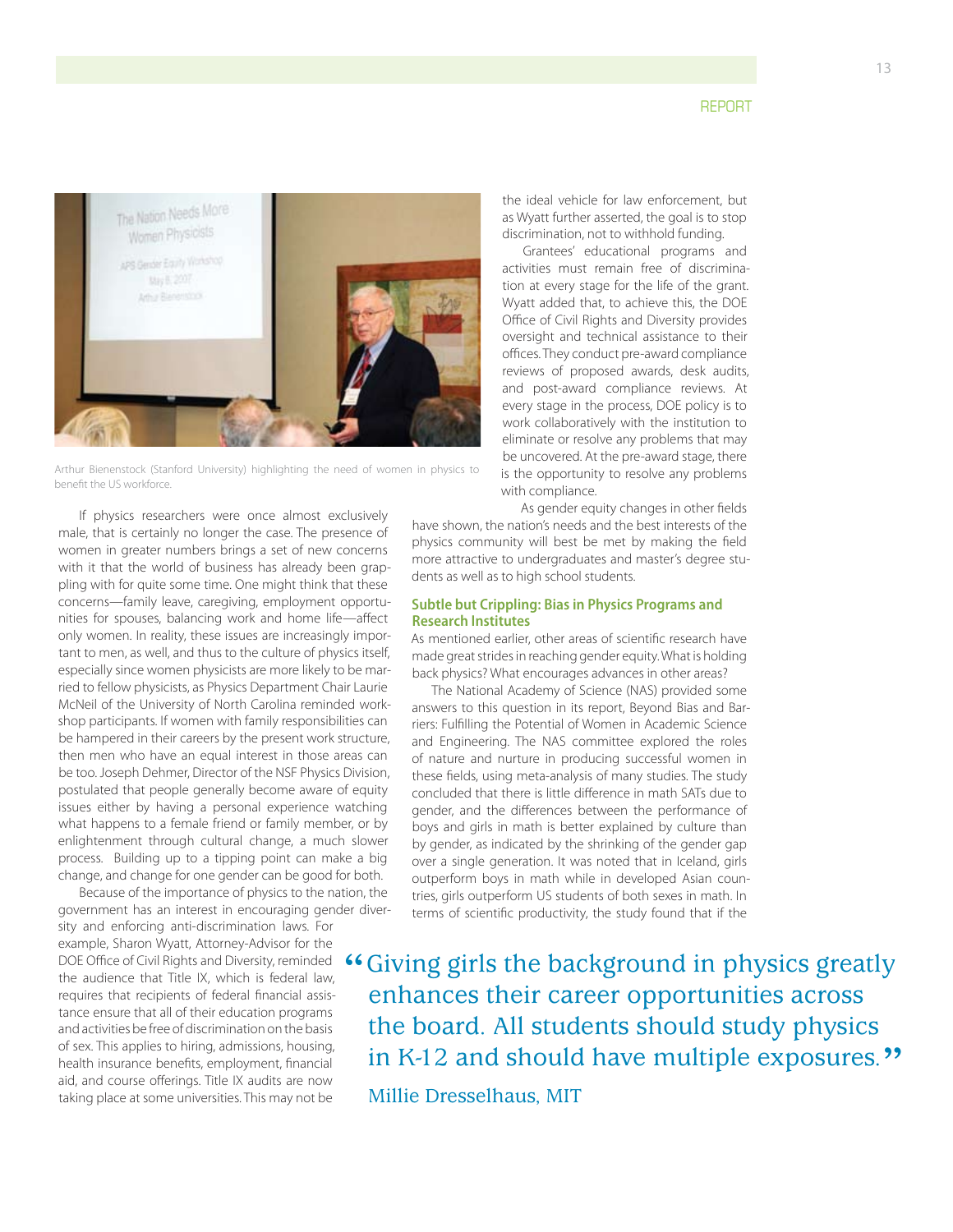Arthur Bienenstock (Stanford University) highlighting the need of women in physics to benefit the US workforce.

If physics researchers were once almost exclusively male, that is certainly no longer the case. The presence of women in greater numbers brings a set of new concerns with it that the world of business has already been grappling with for quite some time. One might think that these concerns—family leave, caregiving, employment opportunities for spouses, balancing work and home life—affect only women. In reality, these issues are increasingly important to men, as well, and thus to the culture of physics itself, especially since women physicists are more likely to be married to fellow physicists, as Physics Department Chair Laurie McNeil of the University of North Carolina reminded workshop participants. If women with family responsibilities can be hampered in their careers by the present work structure, then men who have an equal interest in those areas can be too. Joseph Dehmer, Director of the NSF Physics Division, postulated that people generally become aware of equity issues either by having a personal experience watching what happens to a female friend or family member, or by enlightenment through cultural change, a much slower process. Building up to a tipping point can make a big change, and change for one gender can be good for both.

Because of the importance of physics to the nation, the government has an interest in encouraging gender diversity and enforcing anti-discrimination laws. For example, Sharon Wyatt, Attorney-Advisor for the DOE Office of Civil Rights and Diversity, reminded the audience that Title IX, which is federal law, requires that recipients of federal financial assistance ensure that all of their education programs and activities be free of discrimination on the basis of sex. This applies to hiring, admissions, housing, health insurance benefits, employment, financial aid, and course offerings. Title IX audits are now taking place at some universities. This may not be the ideal vehicle for law enforcement, but as Wyatt further asserted, the goal is to stop discrimination, not to withhold funding.

Grantees' educational programs and activities must remain free of discrimination at every stage for the life of the grant. Wyatt added that, to achieve this, the DOE Office of Civil Rights and Diversity provides oversight and technical assistance to their offices. They conduct pre-award compliance reviews of proposed awards, desk audits, and post-award compliance reviews. At every stage in the process, DOE policy is to work collaboratively with the institution to eliminate or resolve any problems that may be uncovered. At the pre-award stage, there is the opportunity to resolve any problems with compliance.

As gender equity changes in other fields have shown, the nation's needs and the best interests of the physics community will best be met by making the field more attractive to undergraduates and master's degree students as well as to high school students.

## Subtle but Crippling: Bias in Physics Programs and Research Institutes

As mentioned earlier, other areas of scientific research have made great strides in reaching gender equity. What is holding back physics? What encourages advances in other areas?

The National Academy of Science (NAS) provided some answers to this question in its report, Beyond Bias and Barriers: Fulfilling the Potential of Women in Academic Science and Engineering. The NAS committee explored the roles of nature and nurture in producing successful women in these fields, using meta-analysis of many studies. The study concluded that there is little difference in math SATs due to gender, and the differences between the performance of boys and girls in math is better explained by culture than by gender, as indicated by the shrinking of the gender gap over a single generation. It was noted that in Iceland, girls outperform boys in math while in developed Asian countries, girls outperform US students of both sexes in math. In terms of scientific productivity, the study found that if the

> "Giving girls the background in physics greatly enhances their career opportunities across the board. All students should study physics in K-12 and should have multiple exposures."
>
> Millie Dresselhaus, MIT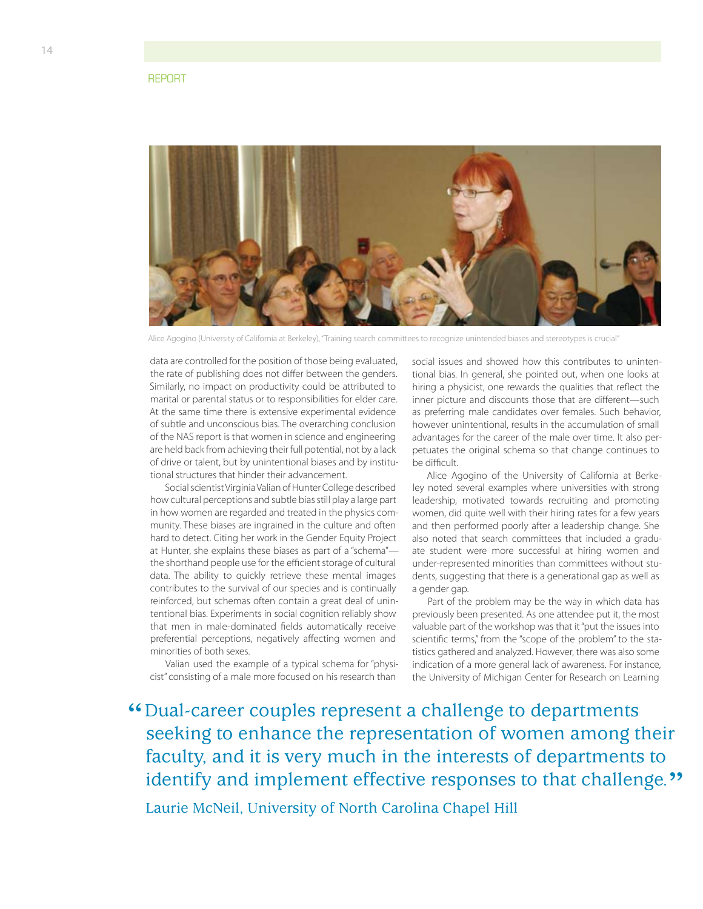REPORT

Alice Agogino (University of California at Berkeley), "Training search committees to recognize unintended biases and stereotypes is crucial"

data are controlled for the position of those being evaluated, the rate of publishing does not differ between the genders. Similarly, no impact on productivity could be attributed to marital or parental status or to responsibilities for elder care. At the same time there is extensive experimental evidence of subtle and unconscious bias. The overarching conclusion of the NAS report is that women in science and engineering are held back from achieving their full potential, not by a lack of drive or talent, but by unintentional biases and by institutional structures that hinder their advancement.

Social scientist Virginia Valian of Hunter College described how cultural perceptions and subtle bias still play a large part in how women are regarded and treated in the physics community. These biases are ingrained in the culture and often hard to detect. Citing her work in the Gender Equity Project at Hunter, she explains these biases as part of a "schema"—the shorthand people use for the efficient storage of cultural data. The ability to quickly retrieve these mental images contributes to the survival of our species and is continually reinforced, but schemas often contain a great deal of unintentional bias. Experiments in social cognition reliably show that men in male-dominated fields automatically receive preferential perceptions, negatively affecting women and minorities of both sexes.

Valian used the example of a typical schema for "physicist" consisting of a male more focused on his research than social issues and showed how this contributes to unintentional bias. In general, she pointed out, when one looks at hiring a physicist, one rewards the qualities that reflect the inner picture and discounts those that are different—such as preferring male candidates over females. Such behavior, however unintentional, results in the accumulation of small advantages for the career of the male over time. It also perpetuates the original schema so that change continues to be difficult.

Alice Agogino of the University of California at Berkeley noted several examples where universities with strong leadership, motivated towards recruiting and promoting women, did quite well with their hiring rates for a few years and then performed poorly after a leadership change. She also noted that search committees that included a graduate student were more successful at hiring women and under-represented minorities than committees without students, suggesting that there is a generational gap as well as a gender gap.

Part of the problem may be the way in which data has previously been presented. As one attendee put it, the most valuable part of the workshop was that it "put the issues into scientific terms," from the "scope of the problem" to the statistics gathered and analyzed. However, there was also some indication of a more general lack of awareness. For instance, the University of Michigan Center for Research on Learning

> "Dual-career couples represent a challenge to departments seeking to enhance the representation of women among their faculty, and it is very much in the interests of departments to identify and implement effective responses to that challenge."
>
> Laurie McNeil, University of North Carolina Chapel Hill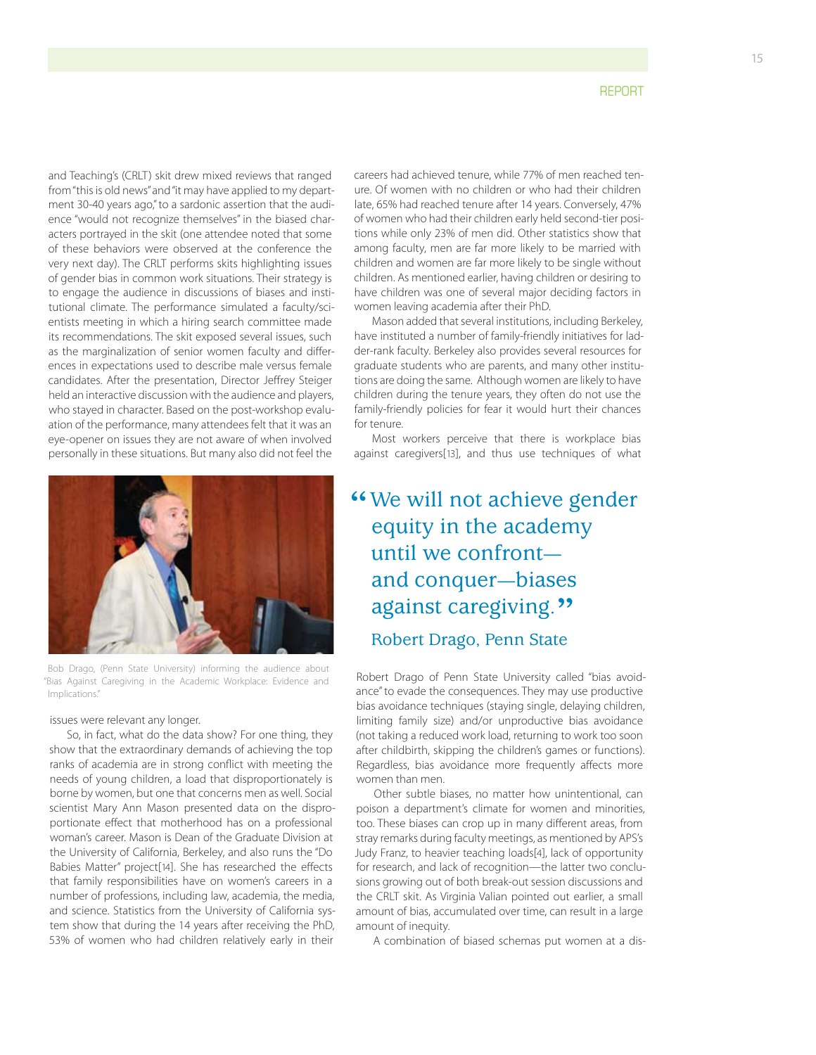and Teaching's (CRLT) skit drew mixed reviews that ranged from "this is old news" and "it may have applied to my department 30-40 years ago," to a sardonic assertion that the audience "would not recognize themselves" in the biased characters portrayed in the skit (one attendee noted that some of these behaviors were observed at the conference the very next day). The CRLT performs skits highlighting issues of gender bias in common work situations. Their strategy is to engage the audience in discussions of biases and institutional climate. The performance simulated a faculty/scientists meeting in which a hiring search committee made its recommendations. The skit exposed several issues, such as the marginalization of senior women faculty and differences in expectations used to describe male versus female candidates. After the presentation, Director Jeffrey Steiger held an interactive discussion with the audience and players, who stayed in character. Based on the post-workshop evaluation of the performance, many attendees felt that it was an eye-opener on issues they are not aware of when involved personally in these situations. But many also did not feel the issues were relevant any longer.

Bob Drago, (Penn State University) informing the audience about "Bias Against Caregiving in the Academic Workplace: Evidence and Implications."

So, in fact, what do the data show? For one thing, they show that the extraordinary demands of achieving the top ranks of academia are in strong conflict with meeting the needs of young children, a load that disproportionately is borne by women, but one that concerns men as well. Social scientist Mary Ann Mason presented data on the disproportionate effect that motherhood has on a professional woman's career. Mason is Dean of the Graduate Division at the University of California, Berkeley, and also runs the "Do Babies Matter" project[14]. She has researched the effects that family responsibilities have on women's careers in a number of professions, including law, academia, the media, and science. Statistics from the University of California system show that during the 14 years after receiving the PhD, 53% of women who had children relatively early in their careers had achieved tenure, while 77% of men reached tenure. Of women with no children or who had their children late, 65% had reached tenure after 14 years. Conversely, 47% of women who had their children early held second-tier positions while only 23% of men did. Other statistics show that among faculty, men are far more likely to be married with children and women are far more likely to be single without children. As mentioned earlier, having children or desiring to have children was one of several major deciding factors in women leaving academia after their PhD.

Mason added that several institutions, including Berkeley, have instituted a number of family-friendly initiatives for ladder-rank faculty. Berkeley also provides several resources for graduate students who are parents, and many other institutions are doing the same. Although women are likely to have children during the tenure years, they often do not use the family-friendly policies for fear it would hurt their chances for tenure.

Most workers perceive that there is workplace bias against caregivers[13], and thus use techniques of what

> "We will not achieve gender equity in the academy until we confront—and conquer—biases against caregiving."
>
> Robert Drago, Penn State

Robert Drago of Penn State University called "bias avoidance" to evade the consequences. They may use productive bias avoidance techniques (staying single, delaying children, limiting family size) and/or unproductive bias avoidance (not taking a reduced work load, returning to work too soon after childbirth, skipping the children's games or functions). Regardless, bias avoidance more frequently affects more women than men.

Other subtle biases, no matter how unintentional, can poison a department's climate for women and minorities, too. These biases can crop up in many different areas, from stray remarks during faculty meetings, as mentioned by APS's Judy Franz, to heavier teaching loads[4], lack of opportunity for research, and lack of recognition—the latter two conclusions growing out of both break-out session discussions and the CRLT skit. As Virginia Valian pointed out earlier, a small amount of bias, accumulated over time, can result in a large amount of inequity.

A combination of biased schemas put women at a dis-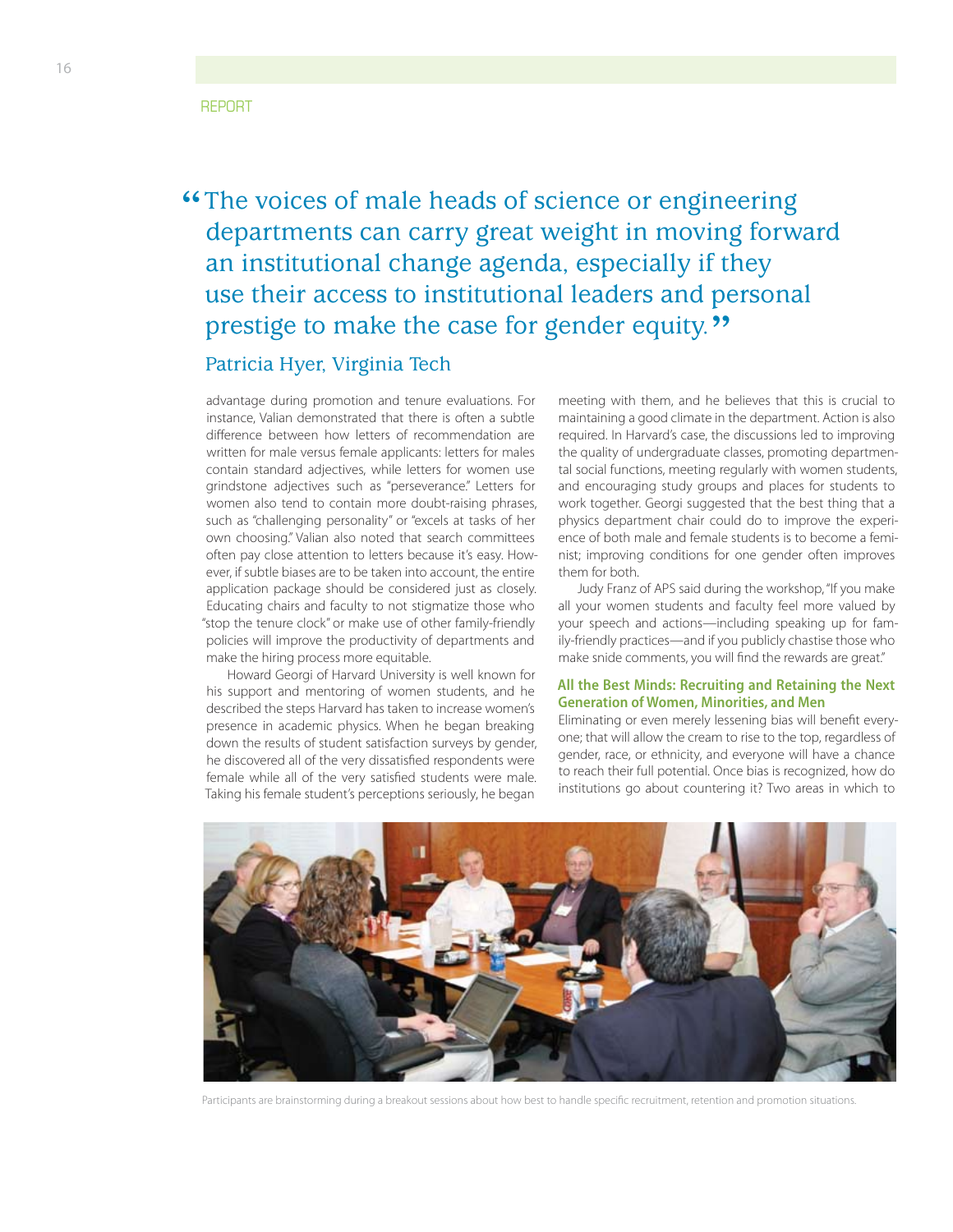REPORT

> "The voices of male heads of science or engineering departments can carry great weight in moving forward an institutional change agenda, especially if they use their access to institutional leaders and personal prestige to make the case for gender equity."
>
> Patricia Hyer, Virginia Tech

advantage during promotion and tenure evaluations. For instance, Valian demonstrated that there is often a subtle difference between how letters of recommendation are written for male versus female applicants: letters for males contain standard adjectives, while letters for women use grindstone adjectives such as "perseverance." Letters for women also tend to contain more doubt-raising phrases, such as "challenging personality" or "excels at tasks of her own choosing." Valian also noted that search committees often pay close attention to letters because it's easy. However, if subtle biases are to be taken into account, the entire application package should be considered just as closely. Educating chairs and faculty to not stigmatize those who "stop the tenure clock" or make use of other family-friendly policies will improve the productivity of departments and make the hiring process more equitable.

Howard Georgi of Harvard University is well known for his support and mentoring of women students, and he described the steps Harvard has taken to increase women's presence in academic physics. When he began breaking down the results of student satisfaction surveys by gender, he discovered all of the very dissatisfied respondents were female while all of the very satisfied students were male. Taking his female student's perceptions seriously, he began meeting with them, and he believes that this is crucial to maintaining a good climate in the department. Action is also required. In Harvard's case, the discussions led to improving the quality of undergraduate classes, promoting departmental social functions, meeting regularly with women students, and encouraging study groups and places for students to work together. Georgi suggested that the best thing that a physics department chair could do to improve the experience of both male and female students is to become a feminist; improving conditions for one gender often improves them for both.

Judy Franz of APS said during the workshop, "If you make all your women students and faculty feel more valued by your speech and actions—including speaking up for family-friendly practices—and if you publicly chastise those who make snide comments, you will find the rewards are great."

## All the Best Minds: Recruiting and Retaining the Next Generation of Women, Minorities, and Men

Eliminating or even merely lessening bias will benefit everyone; that will allow the cream to rise to the top, regardless of gender, race, or ethnicity, and everyone will have a chance to reach their full potential. Once bias is recognized, how do institutions go about countering it? Two areas in which to

Participants are brainstorming during a breakout sessions about how best to handle specific recruitment, retention and promotion situations.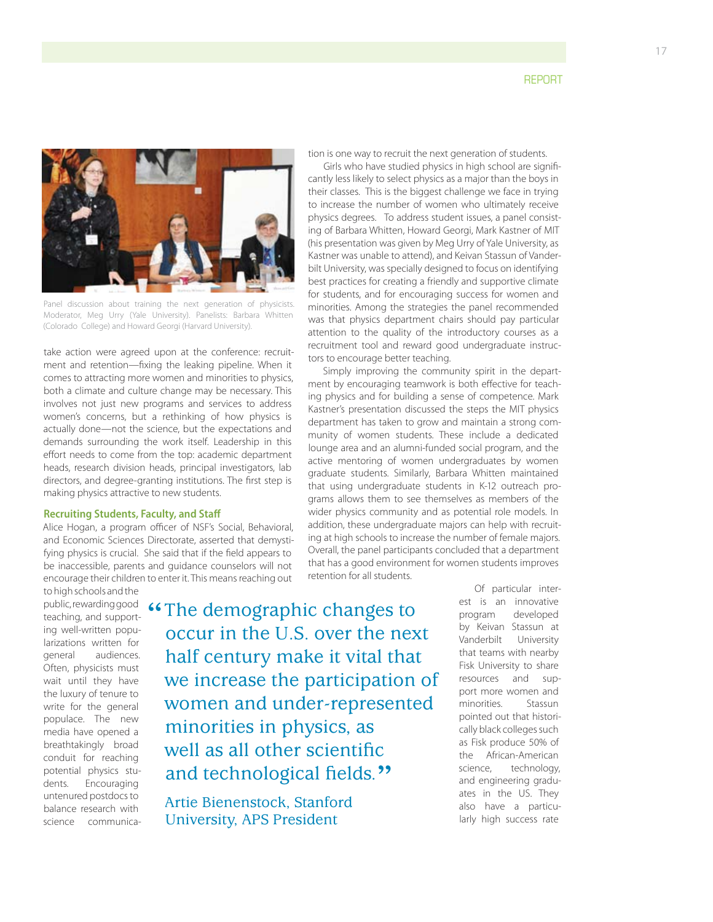Panel discussion about training the next generation of physicists. Moderator, Meg Urry (Yale University). Panelists: Barbara Whitten (Colorado College) and Howard Georgi (Harvard University).

take action were agreed upon at the conference: recruitment and retention—fixing the leaking pipeline. When it comes to attracting more women and minorities to physics, both a climate and culture change may be necessary. This involves not just new programs and services to address women's concerns, but a rethinking of how physics is actually done—not the science, but the expectations and demands surrounding the work itself. Leadership in this effort needs to come from the top: academic department heads, research division heads, principal investigators, lab directors, and degree-granting institutions. The first step is making physics attractive to new students.

### Recruiting Students, Faculty, and Staff

Alice Hogan, a program officer of NSF's Social, Behavioral, and Economic Sciences Directorate, asserted that demystifying physics is crucial. She said that if the field appears to be inaccessible, parents and guidance counselors will not encourage their children to enter it. This means reaching out to high schools and the public, rewarding good teaching, and supporting well-written popularizations written for general audiences. Often, physicists must wait until they have the luxury of tenure to write for the general populace. The new media have opened a breathtakingly broad conduit for reaching potential physics students. Encouraging untenured postdocs to balance research with science communication is one way to recruit the next generation of students.

> "The demographic changes to occur in the U.S. over the next half century make it vital that we increase the participation of women and under-represented minorities in physics, as well as all other scientific and technological fields."
>
> Artie Bienenstock, Stanford University, APS President

Girls who have studied physics in high school are significantly less likely to select physics as a major than the boys in their classes. This is the biggest challenge we face in trying to increase the number of women who ultimately receive physics degrees. To address student issues, a panel consisting of Barbara Whitten, Howard Georgi, Mark Kastner of MIT (his presentation was given by Meg Urry of Yale University, as Kastner was unable to attend), and Keivan Stassun of Vanderbilt University, was specially designed to focus on identifying best practices for creating a friendly and supportive climate for students, and for encouraging success for women and minorities. Among the strategies the panel recommended was that physics department chairs should pay particular attention to the quality of the introductory courses as a recruitment tool and reward good undergraduate instructors to encourage better teaching.

Simply improving the community spirit in the department by encouraging teamwork is both effective for teaching physics and for building a sense of competence. Mark Kastner's presentation discussed the steps the MIT physics department has taken to grow and maintain a strong community of women students. These include a dedicated lounge area and an alumni-funded social program, and the active mentoring of women undergraduates by women graduate students. Similarly, Barbara Whitten maintained that using undergraduate students in K-12 outreach programs allows them to see themselves as members of the wider physics community and as potential role models. In addition, these undergraduate majors can help with recruiting at high schools to increase the number of female majors. Overall, the panel participants concluded that a department that has a good environment for women students improves retention for all students.

Of particular interest is an innovative program developed by Keivan Stassun at Vanderbilt University that teams with nearby Fisk University to share resources and support more women and minorities. Stassun pointed out that historically black colleges such as Fisk produce 50% of the African-American science, technology, and engineering graduates in the US. They also have a particularly high success rate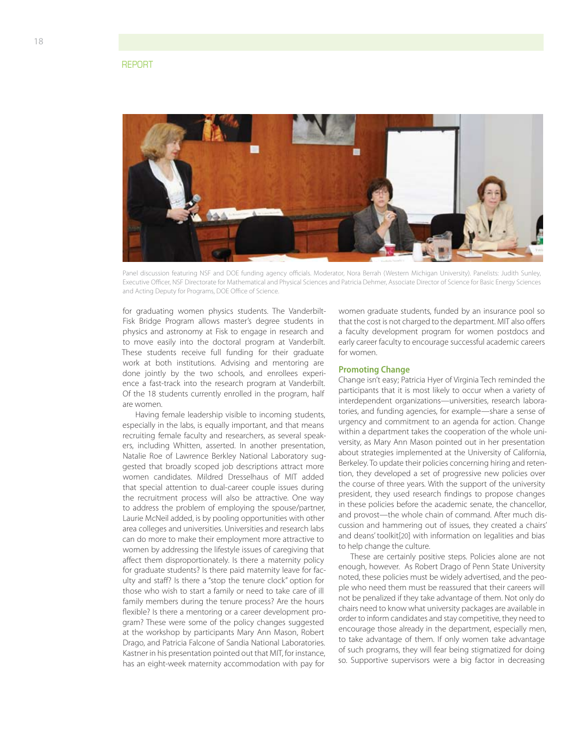Panel discussion featuring NSF and DOE funding agency officials. Moderator, Nora Berrah (Western Michigan University). Panelists: Judith Sunley, Executive Officer, NSF Directorate for Mathematical and Physical Sciences and Patricia Dehmer, Associate Director of Science for Basic Energy Sciences and Acting Deputy for Programs, DOE Office of Science.

for graduating women physics students. The Vanderbilt-Fisk Bridge Program allows master's degree students in physics and astronomy at Fisk to engage in research and to move easily into the doctoral program at Vanderbilt. These students receive full funding for their graduate work at both institutions. Advising and mentoring are done jointly by the two schools, and enrollees experience a fast-track into the research program at Vanderbilt. Of the 18 students currently enrolled in the program, half are women.

Having female leadership visible to incoming students, especially in the labs, is equally important, and that means recruiting female faculty and researchers, as several speakers, including Whitten, asserted. In another presentation, Natalie Roe of Lawrence Berkley National Laboratory suggested that broadly scoped job descriptions attract more women candidates. Mildred Dresselhaus of MIT added that special attention to dual-career couple issues during the recruitment process will also be attractive. One way to address the problem of employing the spouse/partner, Laurie McNeil added, is by pooling opportunities with other area colleges and universities. Universities and research labs can do more to make their employment more attractive to women by addressing the lifestyle issues of caregiving that affect them disproportionately. Is there a maternity policy for graduate students? Is there paid maternity leave for faculty and staff? Is there a "stop the tenure clock" option for those who wish to start a family or need to take care of ill family members during the tenure process? Are the hours flexible? Is there a mentoring or a career development program? These were some of the policy changes suggested at the workshop by participants Mary Ann Mason, Robert Drago, and Patricia Falcone of Sandia National Laboratories. Kastner in his presentation pointed out that MIT, for instance, has an eight-week maternity accommodation with pay for women graduate students, funded by an insurance pool so that the cost is not charged to the department. MIT also offers a faculty development program for women postdocs and early career faculty to encourage successful academic careers for women.

### Promoting Change

Change isn't easy; Patricia Hyer of Virginia Tech reminded the participants that it is most likely to occur when a variety of interdependent organizations—universities, research laboratories, and funding agencies, for example—share a sense of urgency and commitment to an agenda for action. Change within a department takes the cooperation of the whole university, as Mary Ann Mason pointed out in her presentation about strategies implemented at the University of California, Berkeley. To update their policies concerning hiring and retention, they developed a set of progressive new policies over the course of three years. With the support of the university president, they used research findings to propose changes in these policies before the academic senate, the chancellor, and provost—the whole chain of command. After much discussion and hammering out of issues, they created a chairs' and deans' toolkit[20] with information on legalities and bias to help change the culture.

These are certainly positive steps. Policies alone are not enough, however. As Robert Drago of Penn State University noted, these policies must be widely advertised, and the people who need them must be reassured that their careers will not be penalized if they take advantage of them. Not only do chairs need to know what university packages are available in order to inform candidates and stay competitive, they need to encourage those already in the department, especially men, to take advantage of them. If only women take advantage of such programs, they will fear being stigmatized for doing so. Supportive supervisors were a big factor in decreasing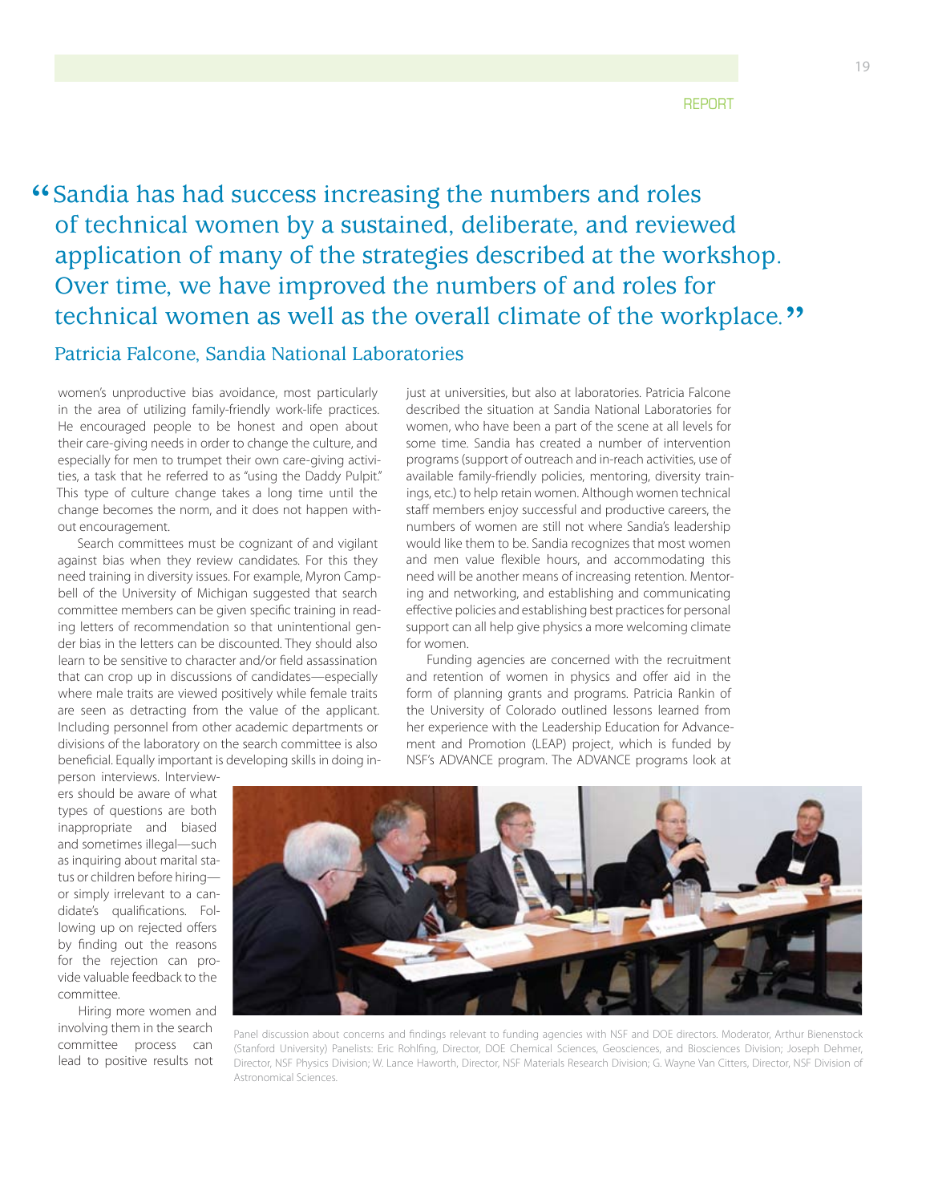> "Sandia has had success increasing the numbers and roles of technical women by a sustained, deliberate, and reviewed application of many of the strategies described at the workshop. Over time, we have improved the numbers of and roles for technical women as well as the overall climate of the workplace."
>
> Patricia Falcone, Sandia National Laboratories

women's unproductive bias avoidance, most particularly in the area of utilizing family-friendly work-life practices. He encouraged people to be honest and open about their care-giving needs in order to change the culture, and especially for men to trumpet their own care-giving activities, a task that he referred to as "using the Daddy Pulpit." This type of culture change takes a long time until the change becomes the norm, and it does not happen without encouragement.

Search committees must be cognizant of and vigilant against bias when they review candidates. For this they need training in diversity issues. For example, Myron Campbell of the University of Michigan suggested that search committee members can be given specific training in reading letters of recommendation so that unintentional gender bias in the letters can be discounted. They should also learn to be sensitive to character and/or field assassination that can crop up in discussions of candidates—especially where male traits are viewed positively while female traits are seen as detracting from the value of the applicant. Including personnel from other academic departments or divisions of the laboratory on the search committee is also beneficial. Equally important is developing skills in doing in-person interviews. Interviewers should be aware of what types of questions are both inappropriate and biased and sometimes illegal—such as inquiring about marital status or children before hiring—or simply irrelevant to a candidate's qualifications. Following up on rejected offers by finding out the reasons for the rejection can provide valuable feedback to the committee.

Hiring more women and involving them in the search committee process can lead to positive results not just at universities, but also at laboratories. Patricia Falcone described the situation at Sandia National Laboratories for women, who have been a part of the scene at all levels for some time. Sandia has created a number of intervention programs (support of outreach and in-reach activities, use of available family-friendly policies, mentoring, diversity trainings, etc.) to help retain women. Although women technical staff members enjoy successful and productive careers, the numbers of women are still not where Sandia's leadership would like them to be. Sandia recognizes that most women and men value flexible hours, and accommodating this need will be another means of increasing retention. Mentoring and networking, and establishing and communicating effective policies and establishing best practices for personal support can all help give physics a more welcoming climate for women.

Funding agencies are concerned with the recruitment and retention of women in physics and offer aid in the form of planning grants and programs. Patricia Rankin of the University of Colorado outlined lessons learned from her experience with the Leadership Education for Advancement and Promotion (LEAP) project, which is funded by NSF's ADVANCE program. The ADVANCE programs look at

Panel discussion about concerns and findings relevant to funding agencies with NSF and DOE directors. Moderator, Arthur Bienenstock (Stanford University) Panelists: Eric Rohlfing, Director, DOE Chemical Sciences, Geosciences, and Biosciences Division; Joseph Dehmer, Director, NSF Physics Division; W. Lance Haworth, Director, NSF Materials Research Division; G. Wayne Van Citters, Director, NSF Division of Astronomical Sciences.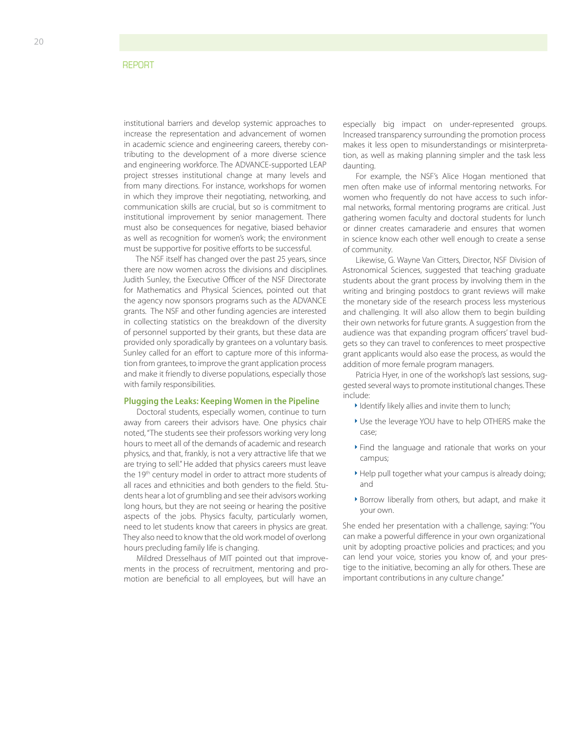institutional barriers and develop systemic approaches to increase the representation and advancement of women in academic science and engineering careers, thereby contributing to the development of a more diverse science and engineering workforce. The ADVANCE-supported LEAP project stresses institutional change at many levels and from many directions. For instance, workshops for women in which they improve their negotiating, networking, and communication skills are crucial, but so is commitment to institutional improvement by senior management. There must also be consequences for negative, biased behavior as well as recognition for women's work; the environment must be supportive for positive efforts to be successful.

The NSF itself has changed over the past 25 years, since there are now women across the divisions and disciplines. Judith Sunley, the Executive Officer of the NSF Directorate for Mathematics and Physical Sciences, pointed out that the agency now sponsors programs such as the ADVANCE grants. The NSF and other funding agencies are interested in collecting statistics on the breakdown of the diversity of personnel supported by their grants, but these data are provided only sporadically by grantees on a voluntary basis. Sunley called for an effort to capture more of this information from grantees, to improve the grant application process and make it friendly to diverse populations, especially those with family responsibilities.

### Plugging the Leaks: Keeping Women in the Pipeline

Doctoral students, especially women, continue to turn away from careers their advisors have. One physics chair noted, "The students see their professors working very long hours to meet all of the demands of academic and research physics, and that, frankly, is not a very attractive life that we are trying to sell." He added that physics careers must leave the 19th century model in order to attract more students of all races and ethnicities and both genders to the field. Students hear a lot of grumbling and see their advisors working long hours, but they are not seeing or hearing the positive aspects of the jobs. Physics faculty, particularly women, need to let students know that careers in physics are great. They also need to know that the old work model of overlong hours precluding family life is changing.

Mildred Dresselhaus of MIT pointed out that improvements in the process of recruitment, mentoring and promotion are beneficial to all employees, but will have an especially big impact on under-represented groups. Increased transparency surrounding the promotion process makes it less open to misunderstandings or misinterpretation, as well as making planning simpler and the task less daunting.

For example, the NSF's Alice Hogan mentioned that men often make use of informal mentoring networks. For women who frequently do not have access to such informal networks, formal mentoring programs are critical. Just gathering women faculty and doctoral students for lunch or dinner creates camaraderie and ensures that women in science know each other well enough to create a sense of community.

Likewise, G. Wayne Van Citters, Director, NSF Division of Astronomical Sciences, suggested that teaching graduate students about the grant process by involving them in the writing and bringing postdocs to grant reviews will make the monetary side of the research process less mysterious and challenging. It will also allow them to begin building their own networks for future grants. A suggestion from the audience was that expanding program officers' travel budgets so they can travel to conferences to meet prospective grant applicants would also ease the process, as would the addition of more female program managers.

Patricia Hyer, in one of the workshop's last sessions, suggested several ways to promote institutional changes. These include:

- Identify likely allies and invite them to lunch;
- Use the leverage YOU have to help OTHERS make the case;
- Find the language and rationale that works on your campus;
- Help pull together what your campus is already doing; and
- Borrow liberally from others, but adapt, and make it your own.

She ended her presentation with a challenge, saying: "You can make a powerful difference in your own organizational unit by adopting proactive policies and practices; and you can lend your voice, stories you know of, and your prestige to the initiative, becoming an ally for others. These are important contributions in any culture change."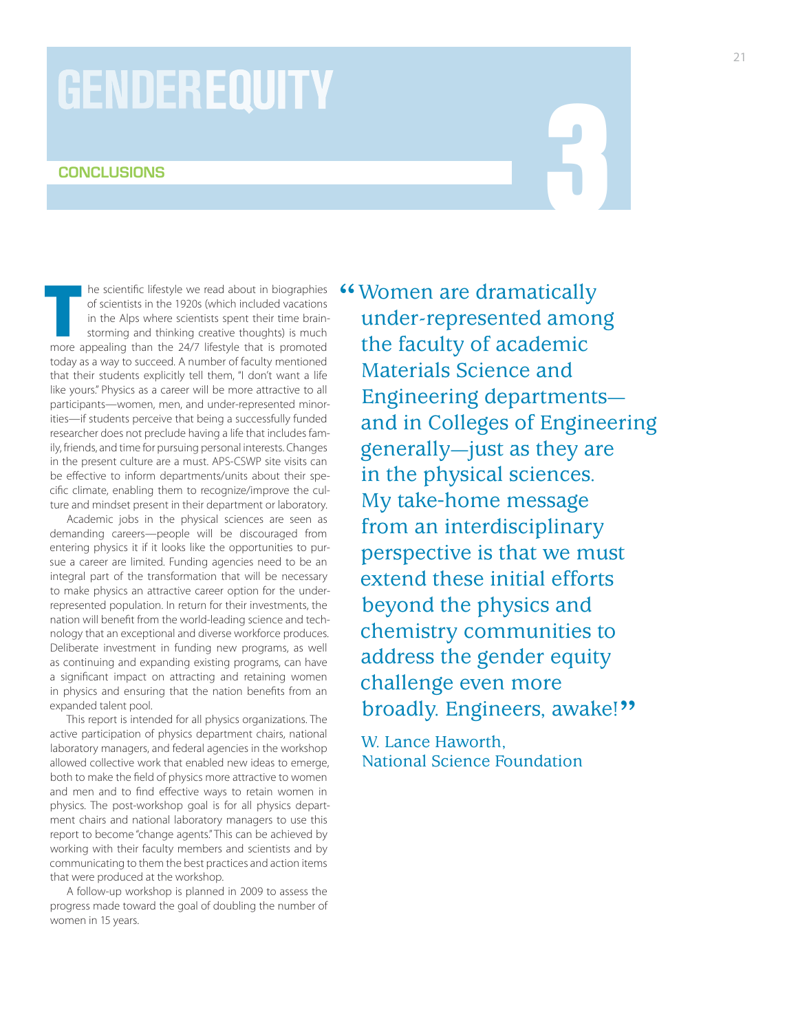# GENDER EQUITY

## 3

### CONCLUSIONS

The scientific lifestyle we read about in biographies of scientists in the 1920s (which included vacations in the Alps where scientists spent their time brainstorming and thinking creative thoughts) is much more appealing than the 24/7 lifestyle that is promoted today as a way to succeed. A number of faculty mentioned that their students explicitly tell them, "I don't want a life like yours." Physics as a career will be more attractive to all participants—women, men, and under-represented minorities—if students perceive that being a successfully funded researcher does not preclude having a life that includes family, friends, and time for pursuing personal interests. Changes in the present culture are a must. APS-CSWP site visits can be effective to inform departments/units about their specific climate, enabling them to recognize/improve the culture and mindset present in their department or laboratory.

Academic jobs in the physical sciences are seen as demanding careers—people will be discouraged from entering physics it if it looks like the opportunities to pursue a career are limited. Funding agencies need to be an integral part of the transformation that will be necessary to make physics an attractive career option for the under-represented population. In return for their investments, the nation will benefit from the world-leading science and technology that an exceptional and diverse workforce produces. Deliberate investment in funding new programs, as well as continuing and expanding existing programs, can have a significant impact on attracting and retaining women in physics and ensuring that the nation benefits from an expanded talent pool.

This report is intended for all physics organizations. The active participation of physics department chairs, national laboratory managers, and federal agencies in the workshop allowed collective work that enabled new ideas to emerge, both to make the field of physics more attractive to women and men and to find effective ways to retain women in physics. The post-workshop goal is for all physics department chairs and national laboratory managers to use this report to become "change agents." This can be achieved by working with their faculty members and scientists and by communicating to them the best practices and action items that were produced at the workshop.

A follow-up workshop is planned in 2009 to assess the progress made toward the goal of doubling the number of women in 15 years.

> "Women are dramatically under-represented among the faculty of academic Materials Science and Engineering departments—and in Colleges of Engineering generally—just as they are in the physical sciences. My take-home message from an interdisciplinary perspective is that we must extend these initial efforts beyond the physics and chemistry communities to address the gender equity challenge even more broadly. Engineers, awake!"
>
> W. Lance Haworth,
> National Science Foundation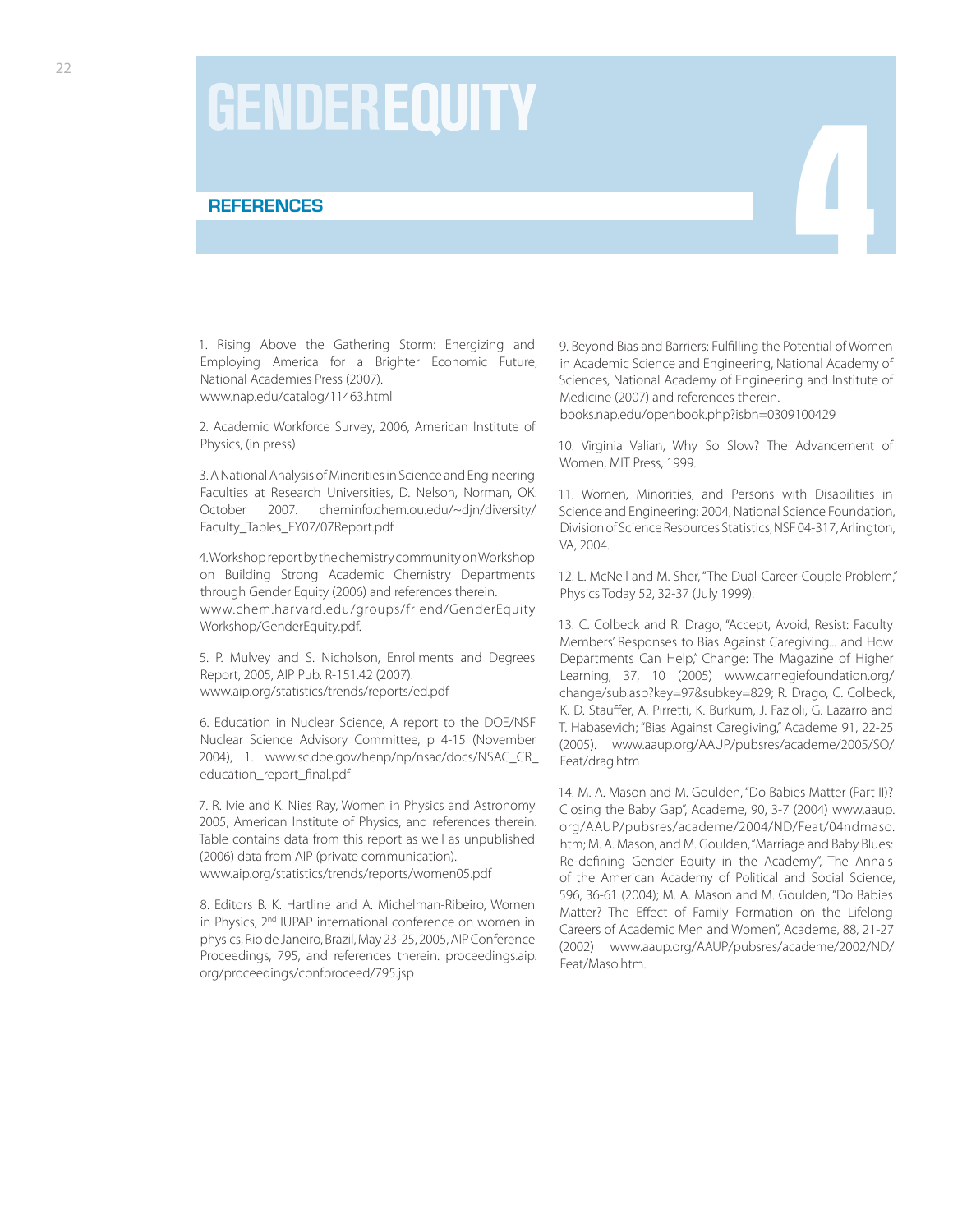# GENDER EQUITY

## REFERENCES

1. Rising Above the Gathering Storm: Energizing and Employing America for a Brighter Economic Future, National Academies Press (2007).
www.nap.edu/catalog/11463.html

2. Academic Workforce Survey, 2006, American Institute of Physics, (in press).

3. A National Analysis of Minorities in Science and Engineering Faculties at Research Universities, D. Nelson, Norman, OK. October 2007. cheminfo.chem.ou.edu/~djn/diversity/Faculty_Tables_FY07/07Report.pdf

4. Workshop report by the chemistry community on Workshop on Building Strong Academic Chemistry Departments through Gender Equity (2006) and references therein.
www.chem.harvard.edu/groups/friend/GenderEquityWorkshop/GenderEquity.pdf.

5. P. Mulvey and S. Nicholson, Enrollments and Degrees Report, 2005, AIP Pub. R-151.42 (2007).
www.aip.org/statistics/trends/reports/ed.pdf

6. Education in Nuclear Science, A report to the DOE/NSF Nuclear Science Advisory Committee, p 4-15 (November 2004), 1. www.sc.doe.gov/henp/np/nsac/docs/NSAC_CR_education_report_final.pdf

7. R. Ivie and K. Nies Ray, Women in Physics and Astronomy 2005, American Institute of Physics, and references therein. Table contains data from this report as well as unpublished (2006) data from AIP (private communication).
www.aip.org/statistics/trends/reports/women05.pdf

8. Editors B. K. Hartline and A. Michelman-Ribeiro, Women in Physics, 2nd IUPAP international conference on women in physics, Rio de Janeiro, Brazil, May 23-25, 2005, AIP Conference Proceedings, 795, and references therein. proceedings.aip.org/proceedings/confproceed/795.jsp

9. Beyond Bias and Barriers: Fulfilling the Potential of Women in Academic Science and Engineering, National Academy of Sciences, National Academy of Engineering and Institute of Medicine (2007) and references therein.
books.nap.edu/openbook.php?isbn=0309100429

10. Virginia Valian, Why So Slow? The Advancement of Women, MIT Press, 1999.

11. Women, Minorities, and Persons with Disabilities in Science and Engineering: 2004, National Science Foundation, Division of Science Resources Statistics, NSF 04-317, Arlington, VA, 2004.

12. L. McNeil and M. Sher, "The Dual-Career-Couple Problem," Physics Today 52, 32-37 (July 1999).

13. C. Colbeck and R. Drago, "Accept, Avoid, Resist: Faculty Members' Responses to Bias Against Caregiving... and How Departments Can Help," Change: The Magazine of Higher Learning, 37, 10 (2005) www.carnegiefoundation.org/change/sub.asp?key=97&subkey=829; R. Drago, C. Colbeck, K. D. Stauffer, A. Pirretti, K. Burkum, J. Fazioli, G. Lazarro and T. Habasevich; "Bias Against Caregiving," Academe 91, 22-25 (2005). www.aaup.org/AAUP/pubsres/academe/2005/SO/Feat/drag.htm

14. M. A. Mason and M. Goulden, "Do Babies Matter (Part II)? Closing the Baby Gap", Academe, 90, 3-7 (2004) www.aaup.org/AAUP/pubsres/academe/2004/ND/Feat/04ndmaso.htm; M. A. Mason, and M. Goulden, "Marriage and Baby Blues: Re-defining Gender Equity in the Academy", The Annals of the American Academy of Political and Social Science, 596, 36-61 (2004); M. A. Mason and M. Goulden, "Do Babies Matter? The Effect of Family Formation on the Lifelong Careers of Academic Men and Women", Academe, 88, 21-27 (2002) www.aaup.org/AAUP/pubsres/academe/2002/ND/Feat/Maso.htm.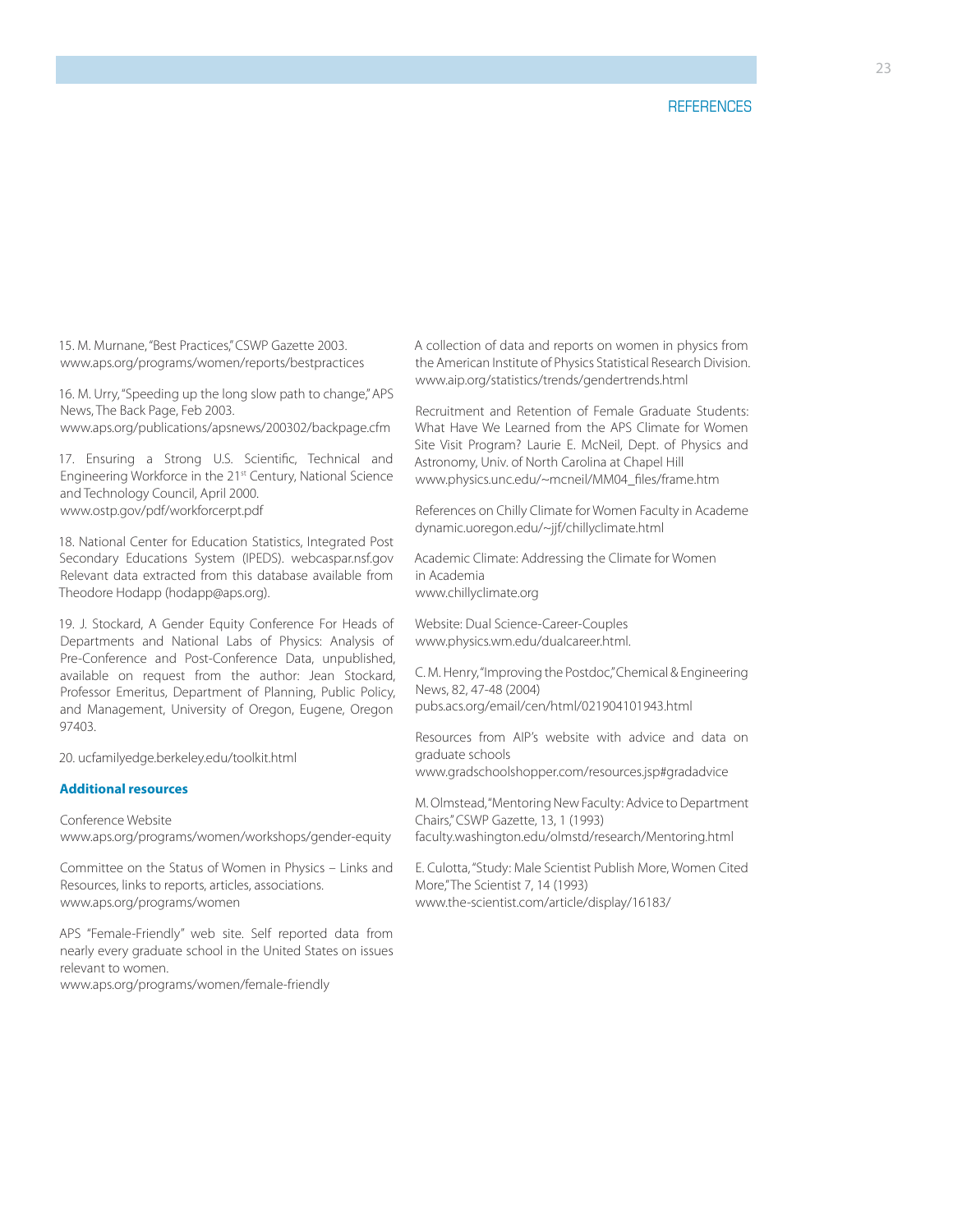15. M. Murnane, "Best Practices," CSWP Gazette 2003. www.aps.org/programs/women/reports/bestpractices

16. M. Urry, "Speeding up the long slow path to change," APS News, The Back Page, Feb 2003. www.aps.org/publications/apsnews/200302/backpage.cfm

17. Ensuring a Strong U.S. Scientific, Technical and Engineering Workforce in the 21st Century, National Science and Technology Council, April 2000. www.ostp.gov/pdf/workforcerpt.pdf

18. National Center for Education Statistics, Integrated Post Secondary Educations System (IPEDS). webcaspar.nsf.gov Relevant data extracted from this database available from Theodore Hodapp (hodapp@aps.org).

19. J. Stockard, A Gender Equity Conference For Heads of Departments and National Labs of Physics: Analysis of Pre-Conference and Post-Conference Data, unpublished, available on request from the author: Jean Stockard, Professor Emeritus, Department of Planning, Public Policy, and Management, University of Oregon, Eugene, Oregon 97403.

20. ucfamilyedge.berkeley.edu/toolkit.html

**Additional resources**

Conference Website
www.aps.org/programs/women/workshops/gender-equity

Committee on the Status of Women in Physics – Links and Resources, links to reports, articles, associations.
www.aps.org/programs/women

APS "Female-Friendly" web site. Self reported data from nearly every graduate school in the United States on issues relevant to women.
www.aps.org/programs/women/female-friendly

A collection of data and reports on women in physics from the American Institute of Physics Statistical Research Division.
www.aip.org/statistics/trends/gendertrends.html

Recruitment and Retention of Female Graduate Students: What Have We Learned from the APS Climate for Women Site Visit Program? Laurie E. McNeil, Dept. of Physics and Astronomy, Univ. of North Carolina at Chapel Hill
www.physics.unc.edu/~mcneil/MM04_files/frame.htm

References on Chilly Climate for Women Faculty in Academe
dynamic.uoregon.edu/~jjf/chillyclimate.html

Academic Climate: Addressing the Climate for Women in Academia
www.chillyclimate.org

Website: Dual Science-Career-Couples
www.physics.wm.edu/dualcareer.html.

C. M. Henry, "Improving the Postdoc," Chemical & Engineering News, 82, 47-48 (2004)
pubs.acs.org/email/cen/html/021904101943.html

Resources from AIP's website with advice and data on graduate schools
www.gradschoolshopper.com/resources.jsp#gradadvice

M. Olmstead, "Mentoring New Faculty: Advice to Department Chairs," CSWP Gazette, 13, 1 (1993)
faculty.washington.edu/olmstd/research/Mentoring.html

E. Culotta, "Study: Male Scientist Publish More, Women Cited More," The Scientist 7, 14 (1993)
www.the-scientist.com/article/display/16183/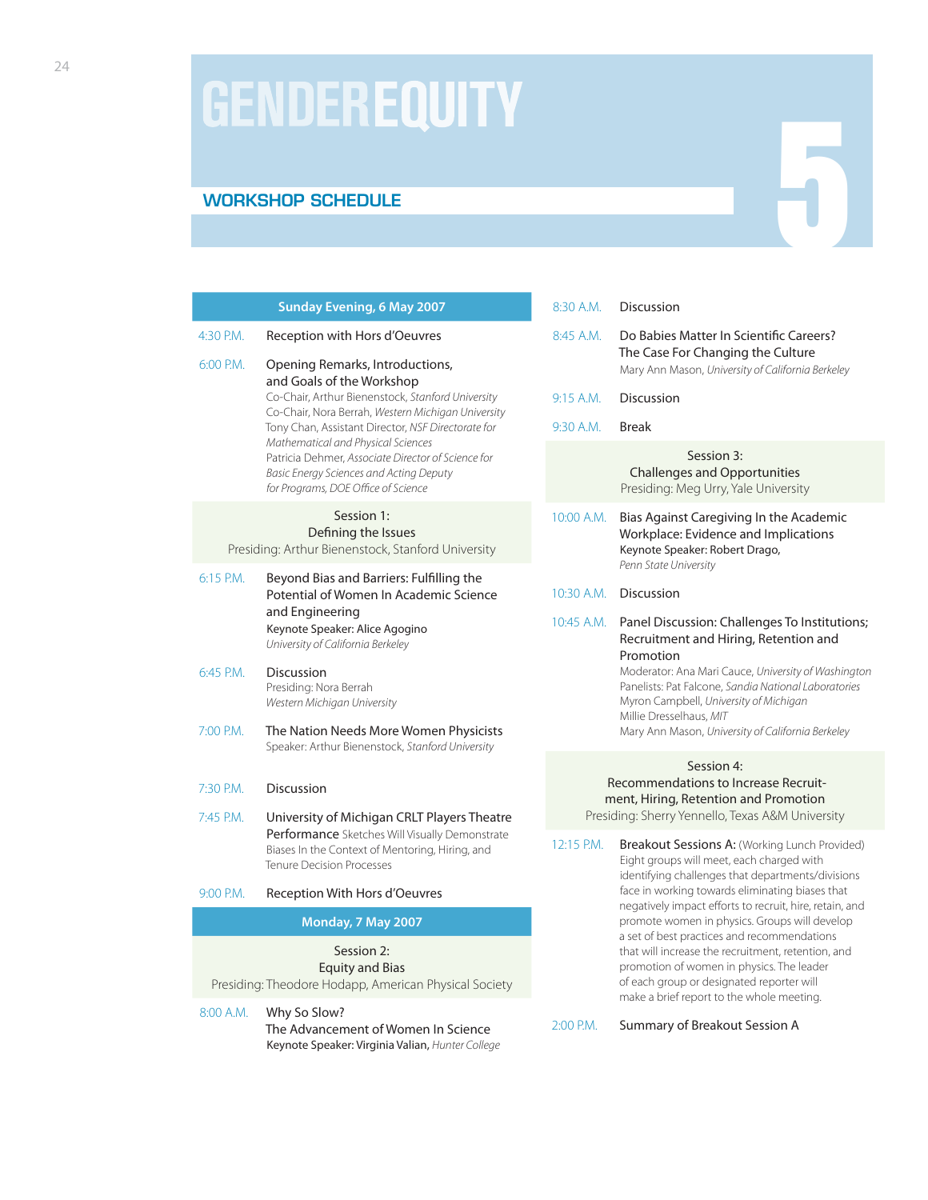# GENDER EQUITY 5

## WORKSHOP SCHEDULE

### Sunday Evening, 6 May 2007

4:30 P.M. — Reception with Hors d'Oeuvres

6:00 P.M. — Opening Remarks, Introductions, and Goals of the Workshop
Co-Chair, Arthur Bienenstock, *Stanford University*
Co-Chair, Nora Berrah, *Western Michigan University*
Tony Chan, Assistant Director, *NSF Directorate for Mathematical and Physical Sciences*
Patricia Dehmer, *Associate Director of Science for Basic Energy Sciences and Acting Deputy for Programs, DOE Office of Science*

**Session 1:**
**Defining the Issues**
Presiding: Arthur Bienenstock, Stanford University

6:15 P.M. — Beyond Bias and Barriers: Fulfilling the Potential of Women In Academic Science and Engineering
Keynote Speaker: Alice Agogino
*University of California Berkeley*

6:45 P.M. — Discussion
Presiding: Nora Berrah
*Western Michigan University*

7:00 P.M. — The Nation Needs More Women Physicists
Speaker: Arthur Bienenstock, *Stanford University*

7:30 P.M. — Discussion

7:45 P.M. — University of Michigan CRLT Players Theatre Performance Sketches Will Visually Demonstrate Biases In the Context of Mentoring, Hiring, and Tenure Decision Processes

9:00 P.M. — Reception With Hors d'Oeuvres

### Monday, 7 May 2007

**Session 2:**
**Equity and Bias**
Presiding: Theodore Hodapp, American Physical Society

8:00 A.M. — Why So Slow? The Advancement of Women In Science
Keynote Speaker: Virginia Valian, *Hunter College*

8:30 A.M. — Discussion

8:45 A.M. — Do Babies Matter In Scientific Careers? The Case For Changing the Culture
Mary Ann Mason, *University of California Berkeley*

9:15 A.M. — Discussion

9:30 A.M. — Break

**Session 3:**
**Challenges and Opportunities**
Presiding: Meg Urry, Yale University

10:00 A.M. — Bias Against Caregiving In the Academic Workplace: Evidence and Implications
Keynote Speaker: Robert Drago,
*Penn State University*

10:30 A.M. — Discussion

10:45 A.M. — Panel Discussion: Challenges To Institutions; Recruitment and Hiring, Retention and Promotion
Moderator: Ana Mari Cauce, *University of Washington*
Panelists: Pat Falcone, *Sandia National Laboratories*
Myron Campbell, *University of Michigan*
Millie Dresselhaus, *MIT*
Mary Ann Mason, *University of California Berkeley*

**Session 4:**
**Recommendations to Increase Recruitment, Hiring, Retention and Promotion**
Presiding: Sherry Yennello, Texas A&M University

12:15 P.M. — Breakout Sessions A: (Working Lunch Provided)
Eight groups will meet, each charged with identifying challenges that departments/divisions face in working towards eliminating biases that negatively impact efforts to recruit, hire, retain, and promote women in physics. Groups will develop a set of best practices and recommendations that will increase the recruitment, retention, and promotion of women in physics. The leader of each group or designated reporter will make a brief report to the whole meeting.

2:00 P.M. — Summary of Breakout Session A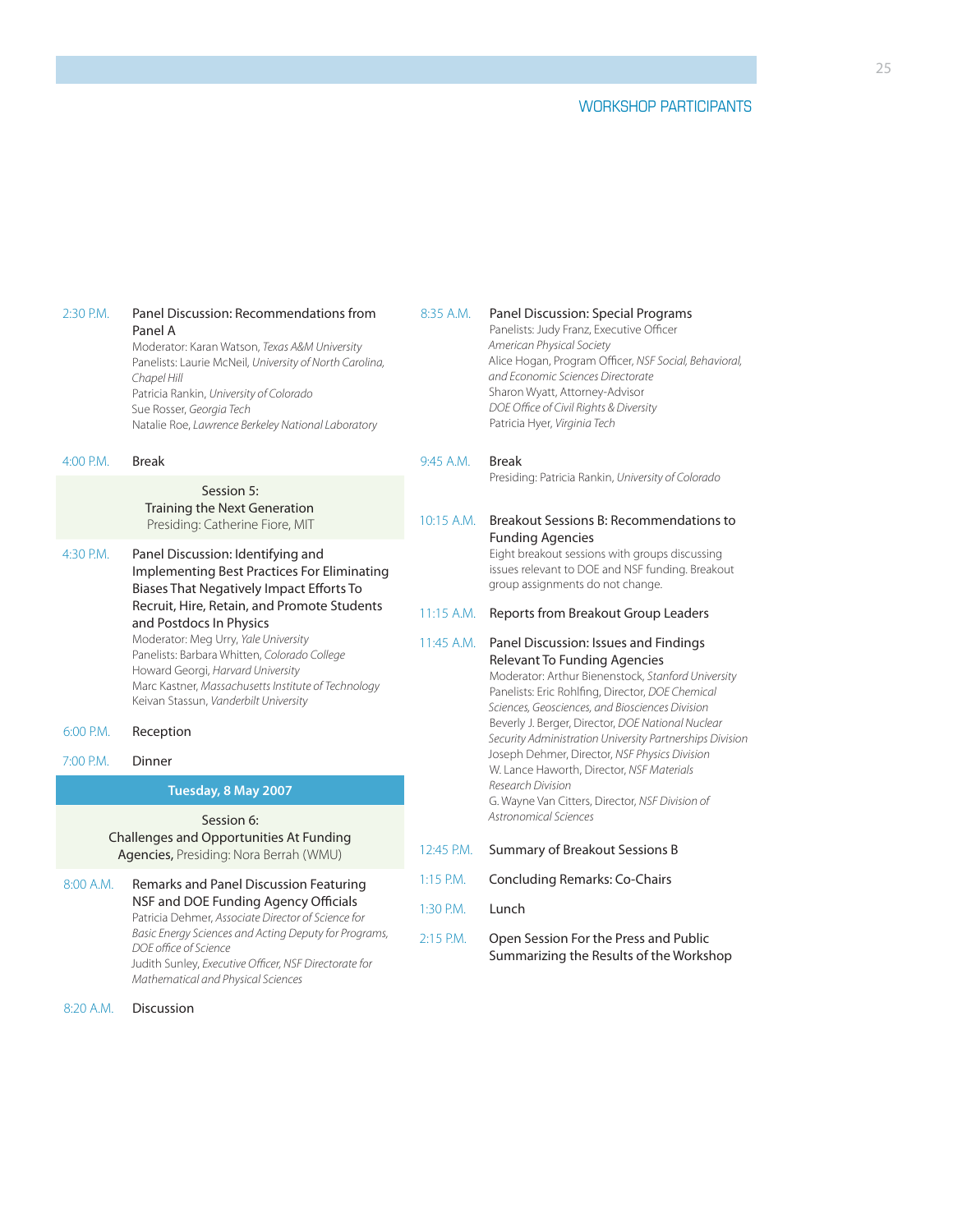**2:30 P.M.** Panel Discussion: Recommendations from Panel A
Moderator: Karan Watson, *Texas A&M University*
Panelists: Laurie McNeil, *University of North Carolina, Chapel Hill*
Patricia Rankin, *University of Colorado*
Sue Rosser, *Georgia Tech*
Natalie Roe, *Lawrence Berkeley National Laboratory*

**4:00 P.M.** Break

### Session 5: Training the Next Generation
Presiding: Catherine Fiore, MIT

**4:30 P.M.** Panel Discussion: Identifying and Implementing Best Practices For Eliminating Biases That Negatively Impact Efforts To Recruit, Hire, Retain, and Promote Students and Postdocs In Physics
Moderator: Meg Urry, *Yale University*
Panelists: Barbara Whitten, *Colorado College*
Howard Georgi, *Harvard University*
Marc Kastner, *Massachusetts Institute of Technology*
Keivan Stassun, *Vanderbilt University*

**6:00 P.M.** Reception

**7:00 P.M.** Dinner

## Tuesday, 8 May 2007

### Session 6: Challenges and Opportunities At Funding Agencies, Presiding: Nora Berrah (WMU)

**8:00 A.M.** Remarks and Panel Discussion Featuring NSF and DOE Funding Agency Officials
Patricia Dehmer, *Associate Director of Science for Basic Energy Sciences and Acting Deputy for Programs, DOE office of Science*
Judith Sunley, *Executive Officer, NSF Directorate for Mathematical and Physical Sciences*

**8:20 A.M.** Discussion

**8:35 A.M.** Panel Discussion: Special Programs
Panelists: Judy Franz, Executive Officer
*American Physical Society*
Alice Hogan, Program Officer, *NSF Social, Behavioral, and Economic Sciences Directorate*
Sharon Wyatt, Attorney-Advisor
*DOE Office of Civil Rights & Diversity*
Patricia Hyer, *Virginia Tech*

**9:45 A.M.** Break
Presiding: Patricia Rankin, *University of Colorado*

**10:15 A.M.** Breakout Sessions B: Recommendations to Funding Agencies
Eight breakout sessions with groups discussing issues relevant to DOE and NSF funding. Breakout group assignments do not change.

**11:15 A.M.** Reports from Breakout Group Leaders

**11:45 A.M.** Panel Discussion: Issues and Findings Relevant To Funding Agencies
Moderator: Arthur Bienenstock, *Stanford University*
Panelists: Eric Rohlfing, Director, *DOE Chemical Sciences, Geosciences, and Biosciences Division*
Beverly J. Berger, Director, *DOE National Nuclear Security Administration University Partnerships Division*
Joseph Dehmer, Director, *NSF Physics Division*
W. Lance Haworth, Director, *NSF Materials Research Division*
G. Wayne Van Citters, Director, *NSF Division of Astronomical Sciences*

**12:45 P.M.** Summary of Breakout Sessions B

**1:15 P.M.** Concluding Remarks: Co-Chairs

**1:30 P.M.** Lunch

**2:15 P.M.** Open Session For the Press and Public Summarizing the Results of the Workshop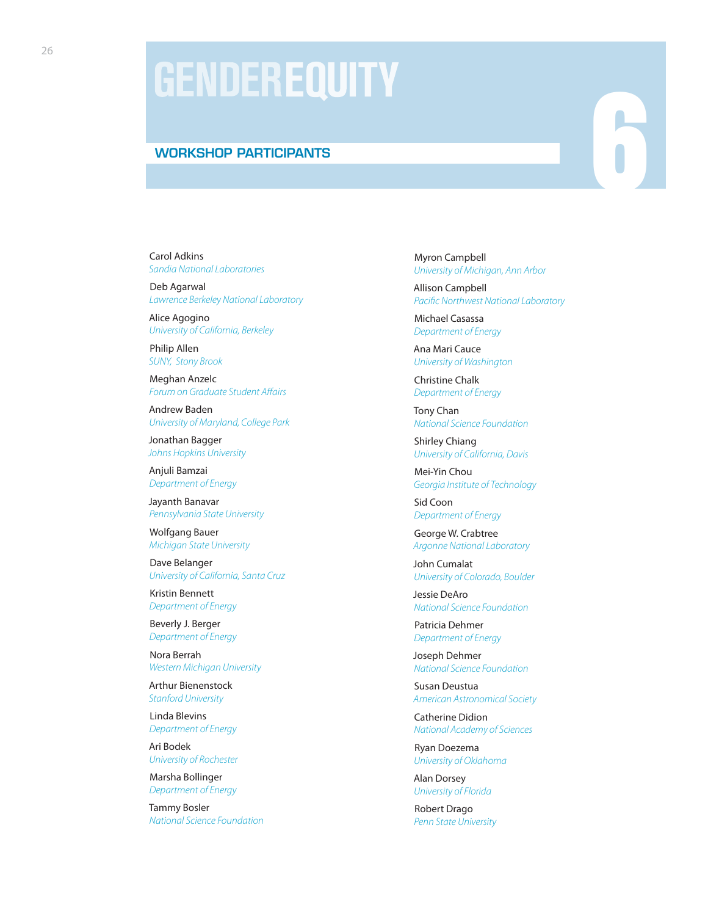# GENDER EQUITY

## WORKSHOP PARTICIPANTS

6

Carol Adkins
*Sandia National Laboratories*

Deb Agarwal
*Lawrence Berkeley National Laboratory*

Alice Agogino
*University of California, Berkeley*

Philip Allen
*SUNY, Stony Brook*

Meghan Anzelc
*Forum on Graduate Student Affairs*

Andrew Baden
*University of Maryland, College Park*

Jonathan Bagger
*Johns Hopkins University*

Anjuli Bamzai
*Department of Energy*

Jayanth Banavar
*Pennsylvania State University*

Wolfgang Bauer
*Michigan State University*

Dave Belanger
*University of California, Santa Cruz*

Kristin Bennett
*Department of Energy*

Beverly J. Berger
*Department of Energy*

Nora Berrah
*Western Michigan University*

Arthur Bienenstock
*Stanford University*

Linda Blevins
*Department of Energy*

Ari Bodek
*University of Rochester*

Marsha Bollinger
*Department of Energy*

Tammy Bosler
*National Science Foundation*

Myron Campbell
*University of Michigan, Ann Arbor*

Allison Campbell
*Pacific Northwest National Laboratory*

Michael Casassa
*Department of Energy*

Ana Mari Cauce
*University of Washington*

Christine Chalk
*Department of Energy*

Tony Chan
*National Science Foundation*

Shirley Chiang
*University of California, Davis*

Mei-Yin Chou
*Georgia Institute of Technology*

Sid Coon
*Department of Energy*

George W. Crabtree
*Argonne National Laboratory*

John Cumalat
*University of Colorado, Boulder*

Jessie DeAro
*National Science Foundation*

Patricia Dehmer
*Department of Energy*

Joseph Dehmer
*National Science Foundation*

Susan Deustua
*American Astronomical Society*

Catherine Didion
*National Academy of Sciences*

Ryan Doezema
*University of Oklahoma*

Alan Dorsey
*University of Florida*

Robert Drago
*Penn State University*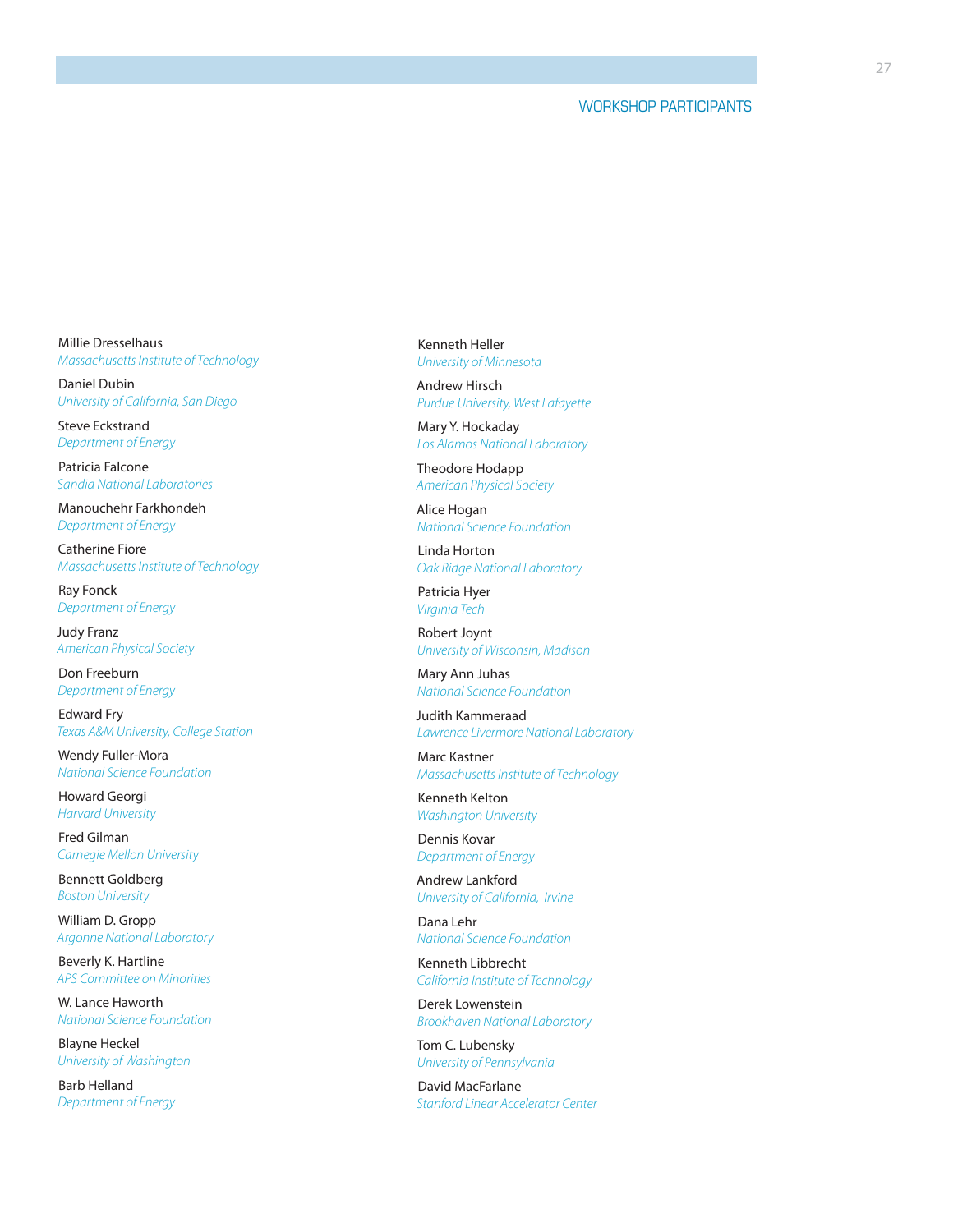Millie Dresselhaus
*Massachusetts Institute of Technology*

Daniel Dubin
*University of California, San Diego*

Steve Eckstrand
*Department of Energy*

Patricia Falcone
*Sandia National Laboratories*

Manouchehr Farkhondeh
*Department of Energy*

Catherine Fiore
*Massachusetts Institute of Technology*

Ray Fonck
*Department of Energy*

Judy Franz
*American Physical Society*

Don Freeburn
*Department of Energy*

Edward Fry
*Texas A&M University, College Station*

Wendy Fuller-Mora
*National Science Foundation*

Howard Georgi
*Harvard University*

Fred Gilman
*Carnegie Mellon University*

Bennett Goldberg
*Boston University*

William D. Gropp
*Argonne National Laboratory*

Beverly K. Hartline
*APS Committee on Minorities*

W. Lance Haworth
*National Science Foundation*

Blayne Heckel
*University of Washington*

Barb Helland
*Department of Energy*

Kenneth Heller
*University of Minnesota*

Andrew Hirsch
*Purdue University, West Lafayette*

Mary Y. Hockaday
*Los Alamos National Laboratory*

Theodore Hodapp
*American Physical Society*

Alice Hogan
*National Science Foundation*

Linda Horton
*Oak Ridge National Laboratory*

Patricia Hyer
*Virginia Tech*

Robert Joynt
*University of Wisconsin, Madison*

Mary Ann Juhas
*National Science Foundation*

Judith Kammeraad
*Lawrence Livermore National Laboratory*

Marc Kastner
*Massachusetts Institute of Technology*

Kenneth Kelton
*Washington University*

Dennis Kovar
*Department of Energy*

Andrew Lankford
*University of California, Irvine*

Dana Lehr
*National Science Foundation*

Kenneth Libbrecht
*California Institute of Technology*

Derek Lowenstein
*Brookhaven National Laboratory*

Tom C. Lubensky
*University of Pennsylvania*

David MacFarlane
*Stanford Linear Accelerator Center*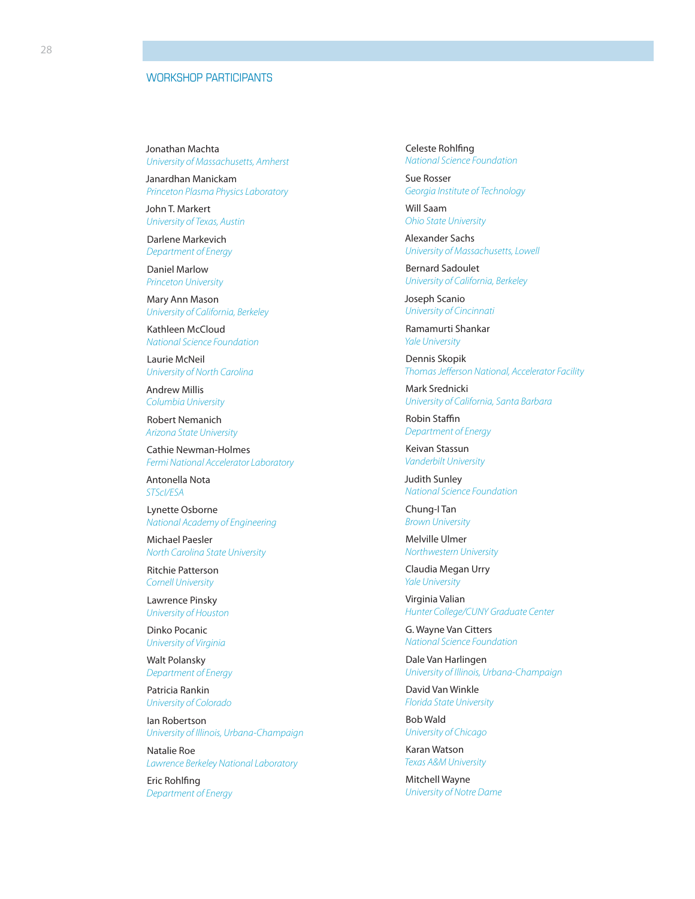## WORKSHOP PARTICIPANTS

Jonathan Machta
*University of Massachusetts, Amherst*

Janardhan Manickam
*Princeton Plasma Physics Laboratory*

John T. Markert
*University of Texas, Austin*

Darlene Markevich
*Department of Energy*

Daniel Marlow
*Princeton University*

Mary Ann Mason
*University of California, Berkeley*

Kathleen McCloud
*National Science Foundation*

Laurie McNeil
*University of North Carolina*

Andrew Millis
*Columbia University*

Robert Nemanich
*Arizona State University*

Cathie Newman-Holmes
*Fermi National Accelerator Laboratory*

Antonella Nota
*STScI/ESA*

Lynette Osborne
*National Academy of Engineering*

Michael Paesler
*North Carolina State University*

Ritchie Patterson
*Cornell University*

Lawrence Pinsky
*University of Houston*

Dinko Pocanic
*University of Virginia*

Walt Polansky
*Department of Energy*

Patricia Rankin
*University of Colorado*

Ian Robertson
*University of Illinois, Urbana-Champaign*

Natalie Roe
*Lawrence Berkeley National Laboratory*

Eric Rohlfing
*Department of Energy*

Celeste Rohlfing
*National Science Foundation*

Sue Rosser
*Georgia Institute of Technology*

Will Saam
*Ohio State University*

Alexander Sachs
*University of Massachusetts, Lowell*

Bernard Sadoulet
*University of California, Berkeley*

Joseph Scanio
*University of Cincinnati*

Ramamurti Shankar
*Yale University*

Dennis Skopik
*Thomas Jefferson National, Accelerator Facility*

Mark Srednicki
*University of California, Santa Barbara*

Robin Staffin
*Department of Energy*

Keivan Stassun
*Vanderbilt University*

Judith Sunley
*National Science Foundation*

Chung-I Tan
*Brown University*

Melville Ulmer
*Northwestern University*

Claudia Megan Urry
*Yale University*

Virginia Valian
*Hunter College/CUNY Graduate Center*

G. Wayne Van Citters
*National Science Foundation*

Dale Van Harlingen
*University of Illinois, Urbana-Champaign*

David Van Winkle
*Florida State University*

Bob Wald
*University of Chicago*

Karan Watson
*Texas A&M University*

Mitchell Wayne
*University of Notre Dame*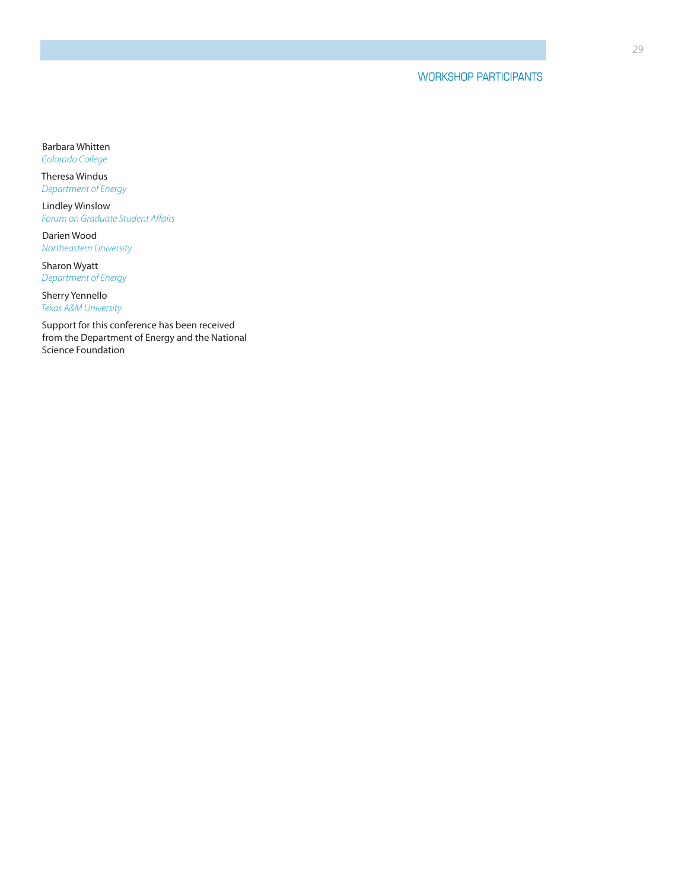## WORKSHOP PARTICIPANTS

Barbara Whitten
*Colorado College*

Theresa Windus
*Department of Energy*

Lindley Winslow
*Forum on Graduate Student Affairs*

Darien Wood
*Northeastern University*

Sharon Wyatt
*Department of Energy*

Sherry Yennello
*Texas A&M University*

Support for this conference has been received from the Department of Energy and the National Science Foundation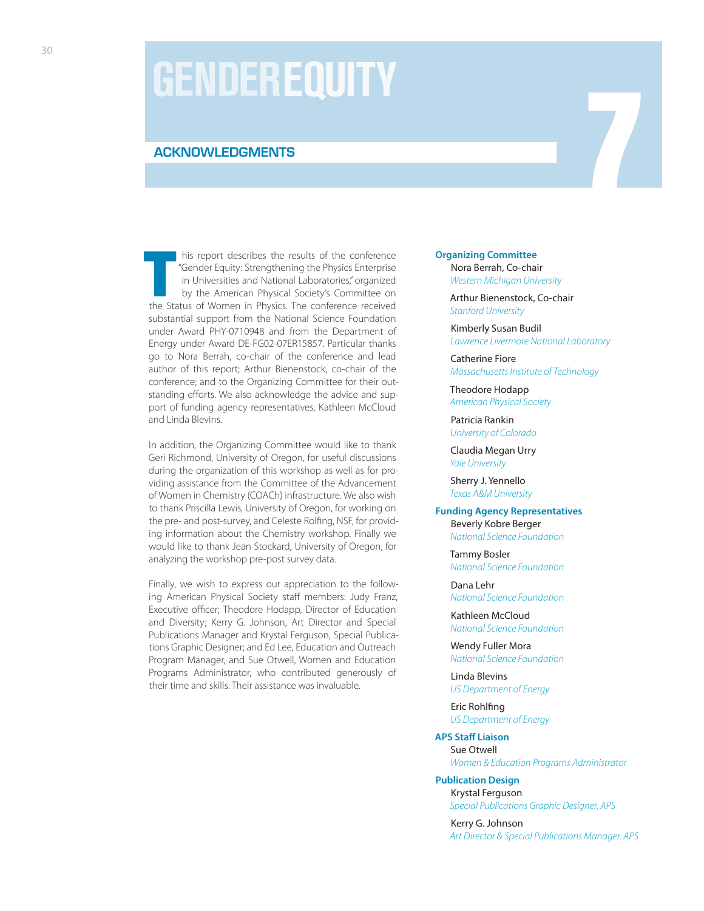# GENDER EQUITY

## ACKNOWLEDGMENTS

This report describes the results of the conference "Gender Equity: Strengthening the Physics Enterprise in Universities and National Laboratories," organized by the American Physical Society's Committee on the Status of Women in Physics. The conference received substantial support from the National Science Foundation under Award PHY-0710948 and from the Department of Energy under Award DE-FG02-07ER15857. Particular thanks go to Nora Berrah, co-chair of the conference and lead author of this report; Arthur Bienenstock, co-chair of the conference; and to the Organizing Committee for their outstanding efforts. We also acknowledge the advice and support of funding agency representatives, Kathleen McCloud and Linda Blevins.

In addition, the Organizing Committee would like to thank Geri Richmond, University of Oregon, for useful discussions during the organization of this workshop as well as for providing assistance from the Committee of the Advancement of Women in Chemistry (COACh) infrastructure. We also wish to thank Priscilla Lewis, University of Oregon, for working on the pre- and post-survey, and Celeste Rolfing, NSF, for providing information about the Chemistry workshop. Finally we would like to thank Jean Stockard, University of Oregon, for analyzing the workshop pre-post survey data.

Finally, we wish to express our appreciation to the following American Physical Society staff members: Judy Franz, Executive officer; Theodore Hodapp, Director of Education and Diversity; Kerry G. Johnson, Art Director and Special Publications Manager and Krystal Ferguson, Special Publications Graphic Designer; and Ed Lee, Education and Outreach Program Manager, and Sue Otwell, Women and Education Programs Administrator, who contributed generously of their time and skills. Their assistance was invaluable.

### Organizing Committee

Nora Berrah, Co-chair  
*Western Michigan University*

Arthur Bienenstock, Co-chair  
*Stanford University*

Kimberly Susan Budil  
*Lawrence Livermore National Laboratory*

Catherine Fiore  
*Massachusetts Institute of Technology*

Theodore Hodapp  
*American Physical Society*

Patricia Rankin  
*University of Colorado*

Claudia Megan Urry  
*Yale University*

Sherry J. Yennello  
*Texas A&M University*

### Funding Agency Representatives

Beverly Kobre Berger  
*National Science Foundation*

Tammy Bosler  
*National Science Foundation*

Dana Lehr  
*National Science Foundation*

Kathleen McCloud  
*National Science Foundation*

Wendy Fuller Mora  
*National Science Foundation*

Linda Blevins  
*US Department of Energy*

Eric Rohlfing  
*US Department of Energy*

### APS Staff Liaison

Sue Otwell  
*Women & Education Programs Administrator*

### Publication Design

Krystal Ferguson  
*Special Publications Graphic Designer, APS*

Kerry G. Johnson  
*Art Director & Special Publications Manager, APS*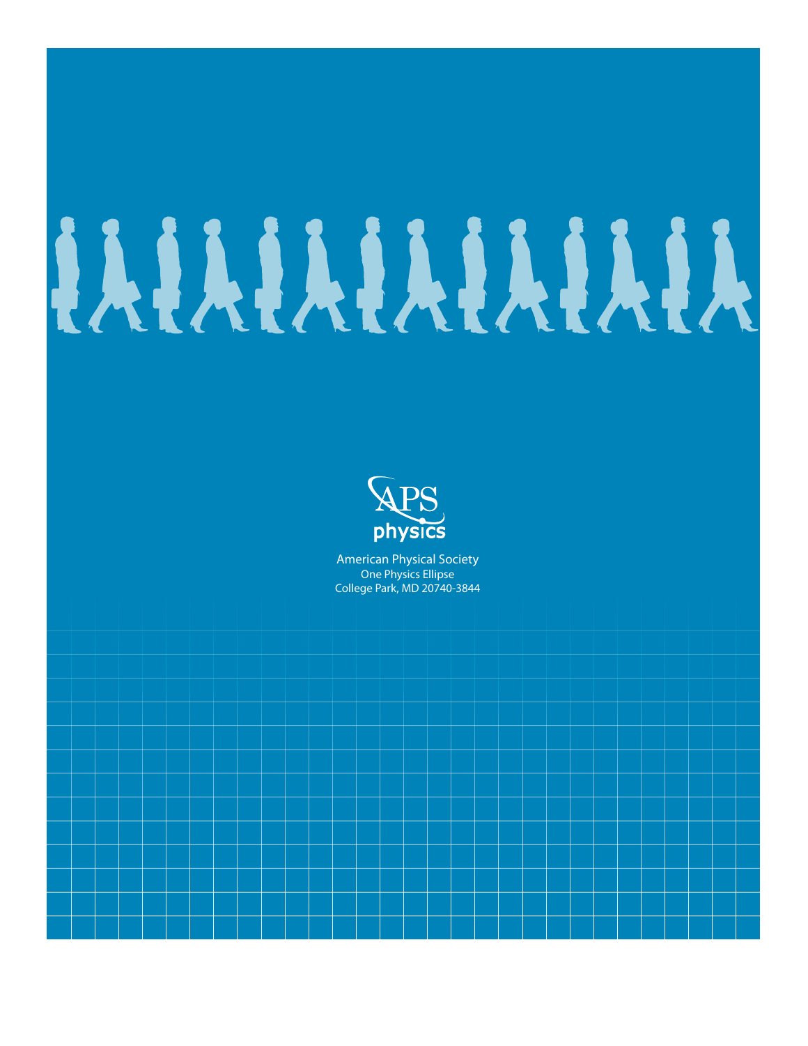APS physics

American Physical Society
One Physics Ellipse
College Park, MD 20740-3844